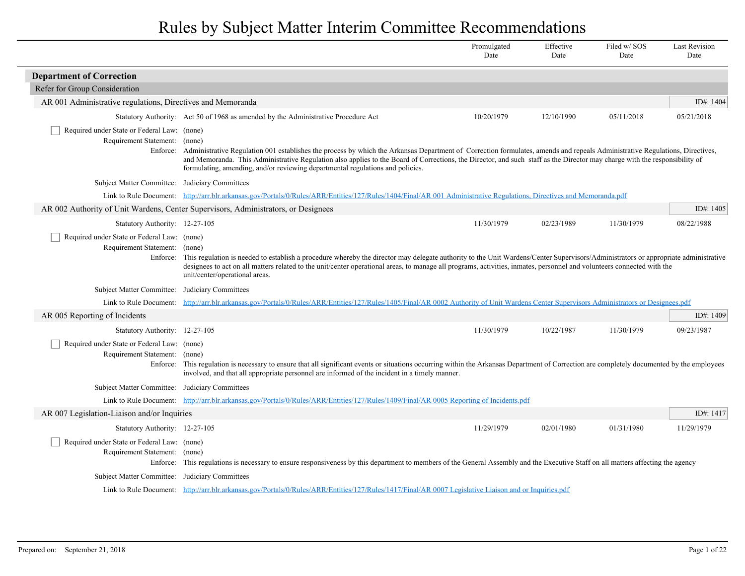# Rules by Subject Matter Interim Committee Recommendations

| | Promulgated Date | Effective Date | Filed w/ SOS Date | Last Revision Date |
|---|---|---|---|---|

## Department of Correction

### Refer for Group Consideration

#### AR 001 Administrative regulations, Directives and Memoranda

ID#: 1404

| Statutory Authority: Act 50 of 1968 as amended by the Administrative Procedure Act | 10/20/1979 | 12/10/1990 | 05/11/2018 | 05/21/2018 |
|---|---|---|---|---|

☐ Required under State or Federal Law: (none)

Requirement Statement: (none)

Enforce: Administrative Regulation 001 establishes the process by which the Arkansas Department of Correction formulates, amends and repeals Administrative Regulations, Directives, and Memoranda. This Administrative Regulation also applies to the Board of Corrections, the Director, and such staff as the Director may charge with the responsibility of formulating, amending, and/or reviewing departmental regulations and policies.

Subject Matter Committee: Judiciary Committees

Link to Rule Document: http://arr.blr.arkansas.gov/Portals/0/Rules/ARR/Entities/127/Rules/1404/Final/AR 001 Administrative Regulations, Directives and Memoranda.pdf

#### AR 002 Authority of Unit Wardens, Center Supervisors, Administrators, or Designees

ID#: 1405

| Statutory Authority: 12-27-105 | 11/30/1979 | 02/23/1989 | 11/30/1979 | 08/22/1988 |
|---|---|---|---|---|

☐ Required under State or Federal Law: (none)

Requirement Statement: (none)

Enforce: This regulation is needed to establish a procedure whereby the director may delegate authority to the Unit Wardens/Center Supervisors/Administrators or appropriate administrative designees to act on all matters related to the unit/center operational areas, to manage all programs, activities, inmates, personnel and volunteers connected with the unit/center/operational areas.

Subject Matter Committee: Judiciary Committees

Link to Rule Document: http://arr.blr.arkansas.gov/Portals/0/Rules/ARR/Entities/127/Rules/1405/Final/AR 0002 Authority of Unit Wardens Center Supervisors Administrators or Designees.pdf

#### AR 005 Reporting of Incidents

ID#: 1409

| Statutory Authority: 12-27-105 | 11/30/1979 | 10/22/1987 | 11/30/1979 | 09/23/1987 |
|---|---|---|---|---|

☐ Required under State or Federal Law: (none)

Requirement Statement: (none)

Enforce: This regulation is necessary to ensure that all significant events or situations occurring within the Arkansas Department of Correction are completely documented by the employees involved, and that all appropriate personnel are informed of the incident in a timely manner.

Subject Matter Committee: Judiciary Committees

Link to Rule Document: http://arr.blr.arkansas.gov/Portals/0/Rules/ARR/Entities/127/Rules/1409/Final/AR 0005 Reporting of Incidents.pdf

#### AR 007 Legislation-Liaison and/or Inquiries

ID#: 1417

| Statutory Authority: 12-27-105 | 11/29/1979 | 02/01/1980 | 01/31/1980 | 11/29/1979 |
|---|---|---|---|---|

☐ Required under State or Federal Law: (none)

Requirement Statement: (none)

Enforce: This regulations is necessary to ensure responsiveness by this department to members of the General Assembly and the Executive Staff on all matters affecting the agency

Subject Matter Committee: Judiciary Committees

Link to Rule Document: http://arr.blr.arkansas.gov/Portals/0/Rules/ARR/Entities/127/Rules/1417/Final/AR 0007 Legislative Liaison and or Inquiries.pdf

Prepared on: September 21, 2018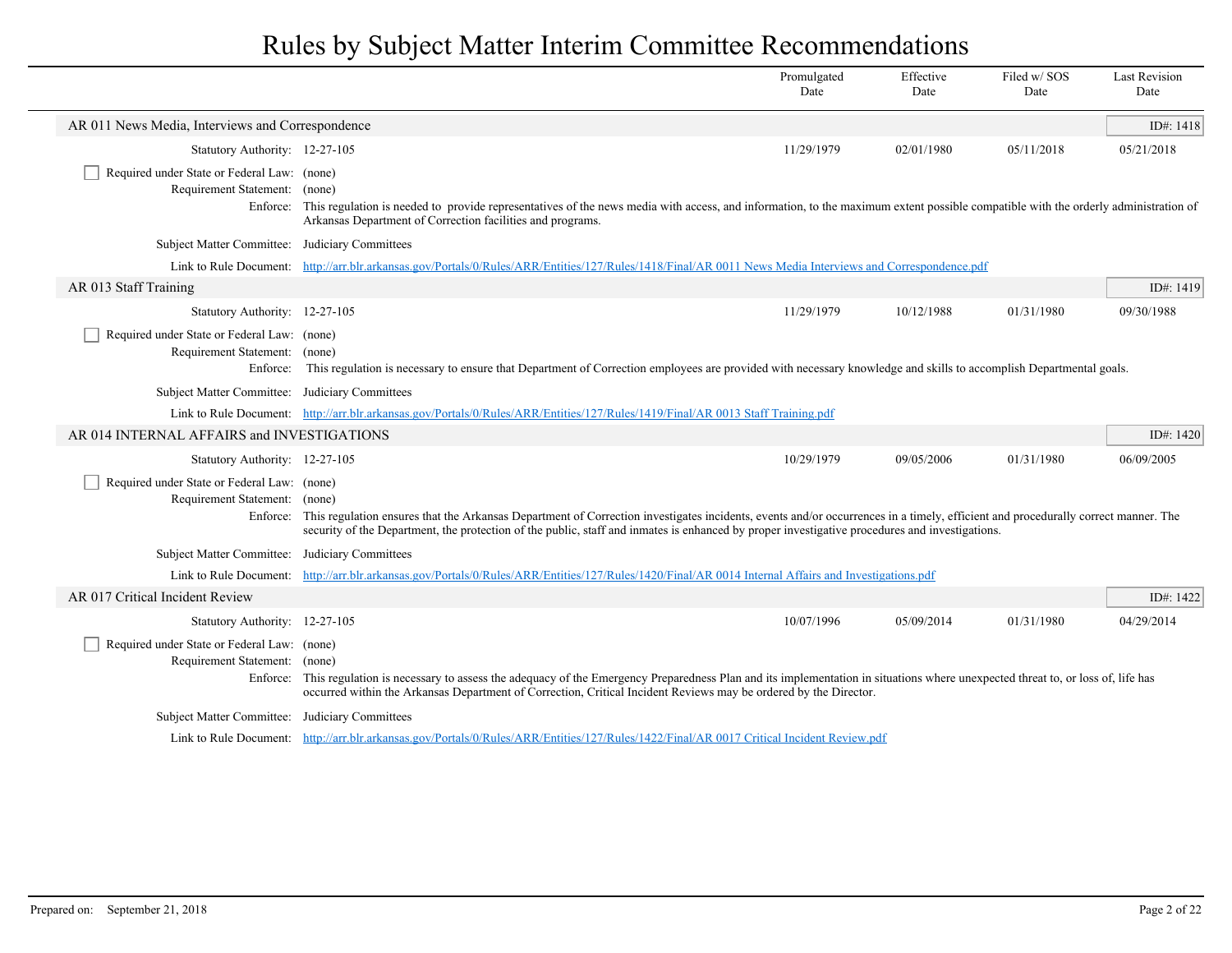# Rules by Subject Matter Interim Committee Recommendations

| | Promulgated Date | Effective Date | Filed w/ SOS Date | Last Revision Date |
|---|---|---|---|---|

## AR 011 News Media, Interviews and Correspondence

ID#: 1418

| | Promulgated Date | Effective Date | Filed w/ SOS Date | Last Revision Date |
|---|---|---|---|---|
| Statutory Authority: 12-27-105 | 11/29/1979 | 02/01/1980 | 05/11/2018 | 05/21/2018 |

☐ Required under State or Federal Law: (none)

Requirement Statement: (none)

Enforce: This regulation is needed to provide representatives of the news media with access, and information, to the maximum extent possible compatible with the orderly administration of Arkansas Department of Correction facilities and programs.

Subject Matter Committee: Judiciary Committees

Link to Rule Document: http://arr.blr.arkansas.gov/Portals/0/Rules/ARR/Entities/127/Rules/1418/Final/AR 0011 News Media Interviews and Correspondence.pdf

## AR 013 Staff Training

ID#: 1419

| | Promulgated Date | Effective Date | Filed w/ SOS Date | Last Revision Date |
|---|---|---|---|---|
| Statutory Authority: 12-27-105 | 11/29/1979 | 10/12/1988 | 01/31/1980 | 09/30/1988 |

☐ Required under State or Federal Law: (none)

Requirement Statement: (none)

Enforce: This regulation is necessary to ensure that Department of Correction employees are provided with necessary knowledge and skills to accomplish Departmental goals.

Subject Matter Committee: Judiciary Committees

Link to Rule Document: http://arr.blr.arkansas.gov/Portals/0/Rules/ARR/Entities/127/Rules/1419/Final/AR 0013 Staff Training.pdf

## AR 014 INTERNAL AFFAIRS and INVESTIGATIONS

ID#: 1420

| | Promulgated Date | Effective Date | Filed w/ SOS Date | Last Revision Date |
|---|---|---|---|---|
| Statutory Authority: 12-27-105 | 10/29/1979 | 09/05/2006 | 01/31/1980 | 06/09/2005 |

☐ Required under State or Federal Law: (none)

Requirement Statement: (none)

Enforce: This regulation ensures that the Arkansas Department of Correction investigates incidents, events and/or occurrences in a timely, efficient and procedurally correct manner. The security of the Department, the protection of the public, staff and inmates is enhanced by proper investigative procedures and investigations.

Subject Matter Committee: Judiciary Committees

Link to Rule Document: http://arr.blr.arkansas.gov/Portals/0/Rules/ARR/Entities/127/Rules/1420/Final/AR 0014 Internal Affairs and Investigations.pdf

## AR 017 Critical Incident Review

ID#: 1422

| | Promulgated Date | Effective Date | Filed w/ SOS Date | Last Revision Date |
|---|---|---|---|---|
| Statutory Authority: 12-27-105 | 10/07/1996 | 05/09/2014 | 01/31/1980 | 04/29/2014 |

☐ Required under State or Federal Law: (none)

Requirement Statement: (none)

Enforce: This regulation is necessary to assess the adequacy of the Emergency Preparedness Plan and its implementation in situations where unexpected threat to, or loss of, life has occurred within the Arkansas Department of Correction, Critical Incident Reviews may be ordered by the Director.

Subject Matter Committee: Judiciary Committees

Link to Rule Document: http://arr.blr.arkansas.gov/Portals/0/Rules/ARR/Entities/127/Rules/1422/Final/AR 0017 Critical Incident Review.pdf

Prepared on: September 21, 2018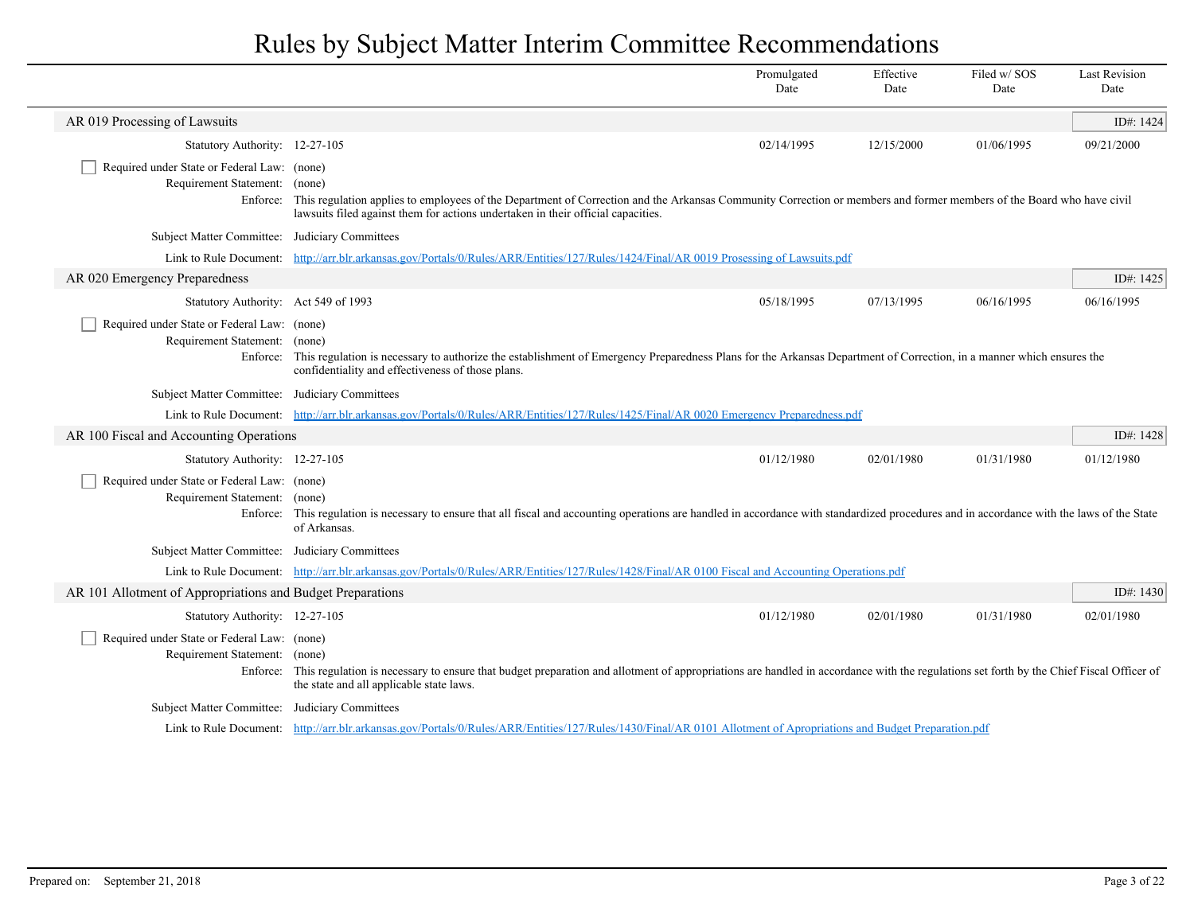# Rules by Subject Matter Interim Committee Recommendations

| | Promulgated Date | Effective Date | Filed w/ SOS Date | Last Revision Date |
|---|---|---|---|---|

## AR 019 Processing of Lawsuits

ID#: 1424

| | Promulgated Date | Effective Date | Filed w/ SOS Date | Last Revision Date |
|---|---|---|---|---|
| Statutory Authority: 12-27-105 | 02/14/1995 | 12/15/2000 | 01/06/1995 | 09/21/2000 |

☐ Required under State or Federal Law: (none)

Requirement Statement: (none)

Enforce: This regulation applies to employees of the Department of Correction and the Arkansas Community Correction or members and former members of the Board who have civil lawsuits filed against them for actions undertaken in their official capacities.

Subject Matter Committee: Judiciary Committees

Link to Rule Document: [http://arr.blr.arkansas.gov/Portals/0/Rules/ARR/Entities/127/Rules/1424/Final/AR 0019 Prosessing of Lawsuits.pdf](http://arr.blr.arkansas.gov/Portals/0/Rules/ARR/Entities/127/Rules/1424/Final/AR 0019 Prosessing of Lawsuits.pdf)

## AR 020 Emergency Preparedness

ID#: 1425

| | Promulgated Date | Effective Date | Filed w/ SOS Date | Last Revision Date |
|---|---|---|---|---|
| Statutory Authority: Act 549 of 1993 | 05/18/1995 | 07/13/1995 | 06/16/1995 | 06/16/1995 |

☐ Required under State or Federal Law: (none)

Requirement Statement: (none)

Enforce: This regulation is necessary to authorize the establishment of Emergency Preparedness Plans for the Arkansas Department of Correction, in a manner which ensures the confidentiality and effectiveness of those plans.

Subject Matter Committee: Judiciary Committees

Link to Rule Document: [http://arr.blr.arkansas.gov/Portals/0/Rules/ARR/Entities/127/Rules/1425/Final/AR 0020 Emergency Preparedness.pdf](http://arr.blr.arkansas.gov/Portals/0/Rules/ARR/Entities/127/Rules/1425/Final/AR 0020 Emergency Preparedness.pdf)

## AR 100 Fiscal and Accounting Operations

ID#: 1428

| | Promulgated Date | Effective Date | Filed w/ SOS Date | Last Revision Date |
|---|---|---|---|---|
| Statutory Authority: 12-27-105 | 01/12/1980 | 02/01/1980 | 01/31/1980 | 01/12/1980 |

☐ Required under State or Federal Law: (none)

Requirement Statement: (none)

Enforce: This regulation is necessary to ensure that all fiscal and accounting operations are handled in accordance with standardized procedures and in accordance with the laws of the State of Arkansas.

Subject Matter Committee: Judiciary Committees

Link to Rule Document: [http://arr.blr.arkansas.gov/Portals/0/Rules/ARR/Entities/127/Rules/1428/Final/AR 0100 Fiscal and Accounting Operations.pdf](http://arr.blr.arkansas.gov/Portals/0/Rules/ARR/Entities/127/Rules/1428/Final/AR 0100 Fiscal and Accounting Operations.pdf)

## AR 101 Allotment of Appropriations and Budget Preparations

ID#: 1430

| | Promulgated Date | Effective Date | Filed w/ SOS Date | Last Revision Date |
|---|---|---|---|---|
| Statutory Authority: 12-27-105 | 01/12/1980 | 02/01/1980 | 01/31/1980 | 02/01/1980 |

☐ Required under State or Federal Law: (none)

Requirement Statement: (none)

Enforce: This regulation is necessary to ensure that budget preparation and allotment of appropriations are handled in accordance with the regulations set forth by the Chief Fiscal Officer of the state and all applicable state laws.

Subject Matter Committee: Judiciary Committees

Link to Rule Document: [http://arr.blr.arkansas.gov/Portals/0/Rules/ARR/Entities/127/Rules/1430/Final/AR 0101 Allotment of Apropriations and Budget Preparation.pdf](http://arr.blr.arkansas.gov/Portals/0/Rules/ARR/Entities/127/Rules/1430/Final/AR 0101 Allotment of Apropriations and Budget Preparation.pdf)

Prepared on: September 21, 2018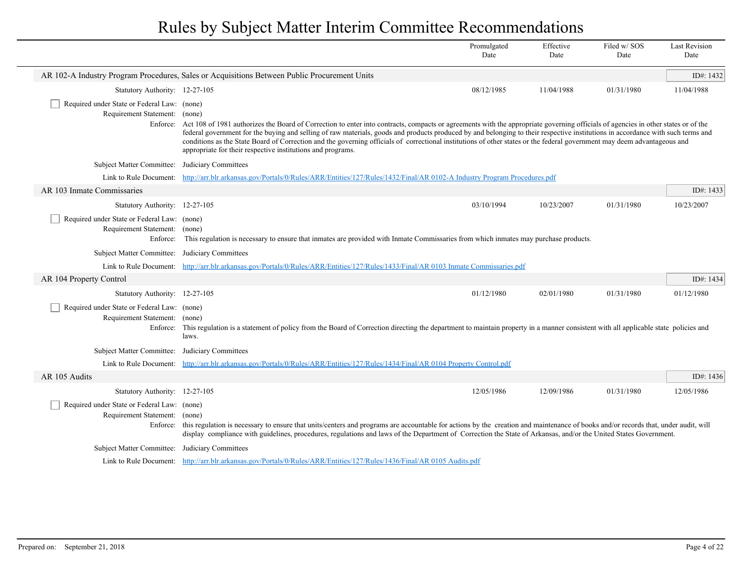# Rules by Subject Matter Interim Committee Recommendations

| | Promulgated Date | Effective Date | Filed w/ SOS Date | Last Revision Date |
|---|---|---|---|---|

## AR 102-A Industry Program Procedures, Sales or Acquisitions Between Public Procurement Units

ID#: 1432

| | Promulgated Date | Effective Date | Filed w/ SOS Date | Last Revision Date |
|---|---|---|---|---|
| Statutory Authority: 12-27-105 | 08/12/1985 | 11/04/1988 | 01/31/1980 | 11/04/1988 |

- [ ] Required under State or Federal Law: (none)

Requirement Statement: (none)

Enforce: Act 108 of 1981 authorizes the Board of Correction to enter into contracts, compacts or agreements with the appropriate governing officials of agencies in other states or of the federal government for the buying and selling of raw materials, goods and products produced by and belonging to their respective institutions in accordance with such terms and conditions as the State Board of Correction and the governing officials of correctional institutions of other states or the federal government may deem advantageous and appropriate for their respective institutions and programs.

Subject Matter Committee: Judiciary Committees

Link to Rule Document: http://arr.blr.arkansas.gov/Portals/0/Rules/ARR/Entities/127/Rules/1432/Final/AR 0102-A Industry Program Procedures.pdf

## AR 103 Inmate Commissaries

ID#: 1433

| | Promulgated Date | Effective Date | Filed w/ SOS Date | Last Revision Date |
|---|---|---|---|---|
| Statutory Authority: 12-27-105 | 03/10/1994 | 10/23/2007 | 01/31/1980 | 10/23/2007 |

- [ ] Required under State or Federal Law: (none)

Requirement Statement: (none)

Enforce: This regulation is necessary to ensure that inmates are provided with Inmate Commissaries from which inmates may purchase products.

Subject Matter Committee: Judiciary Committees

Link to Rule Document: http://arr.blr.arkansas.gov/Portals/0/Rules/ARR/Entities/127/Rules/1433/Final/AR 0103 Inmate Commissaries.pdf

## AR 104 Property Control

ID#: 1434

| | Promulgated Date | Effective Date | Filed w/ SOS Date | Last Revision Date |
|---|---|---|---|---|
| Statutory Authority: 12-27-105 | 01/12/1980 | 02/01/1980 | 01/31/1980 | 01/12/1980 |

- [ ] Required under State or Federal Law: (none)

Requirement Statement: (none)

Enforce: This regulation is a statement of policy from the Board of Correction directing the department to maintain property in a manner consistent with all applicable state policies and laws.

Subject Matter Committee: Judiciary Committees

Link to Rule Document: http://arr.blr.arkansas.gov/Portals/0/Rules/ARR/Entities/127/Rules/1434/Final/AR 0104 Property Control.pdf

## AR 105 Audits

ID#: 1436

| | Promulgated Date | Effective Date | Filed w/ SOS Date | Last Revision Date |
|---|---|---|---|---|
| Statutory Authority: 12-27-105 | 12/05/1986 | 12/09/1986 | 01/31/1980 | 12/05/1986 |

- [ ] Required under State or Federal Law: (none)

Requirement Statement: (none)

Enforce: this regulation is necessary to ensure that units/centers and programs are accountable for actions by the creation and maintenance of books and/or records that, under audit, will display compliance with guidelines, procedures, regulations and laws of the Department of Correction the State of Arkansas, and/or the United States Government.

Subject Matter Committee: Judiciary Committees

Link to Rule Document: http://arr.blr.arkansas.gov/Portals/0/Rules/ARR/Entities/127/Rules/1436/Final/AR 0105 Audits.pdf

Prepared on: September 21, 2018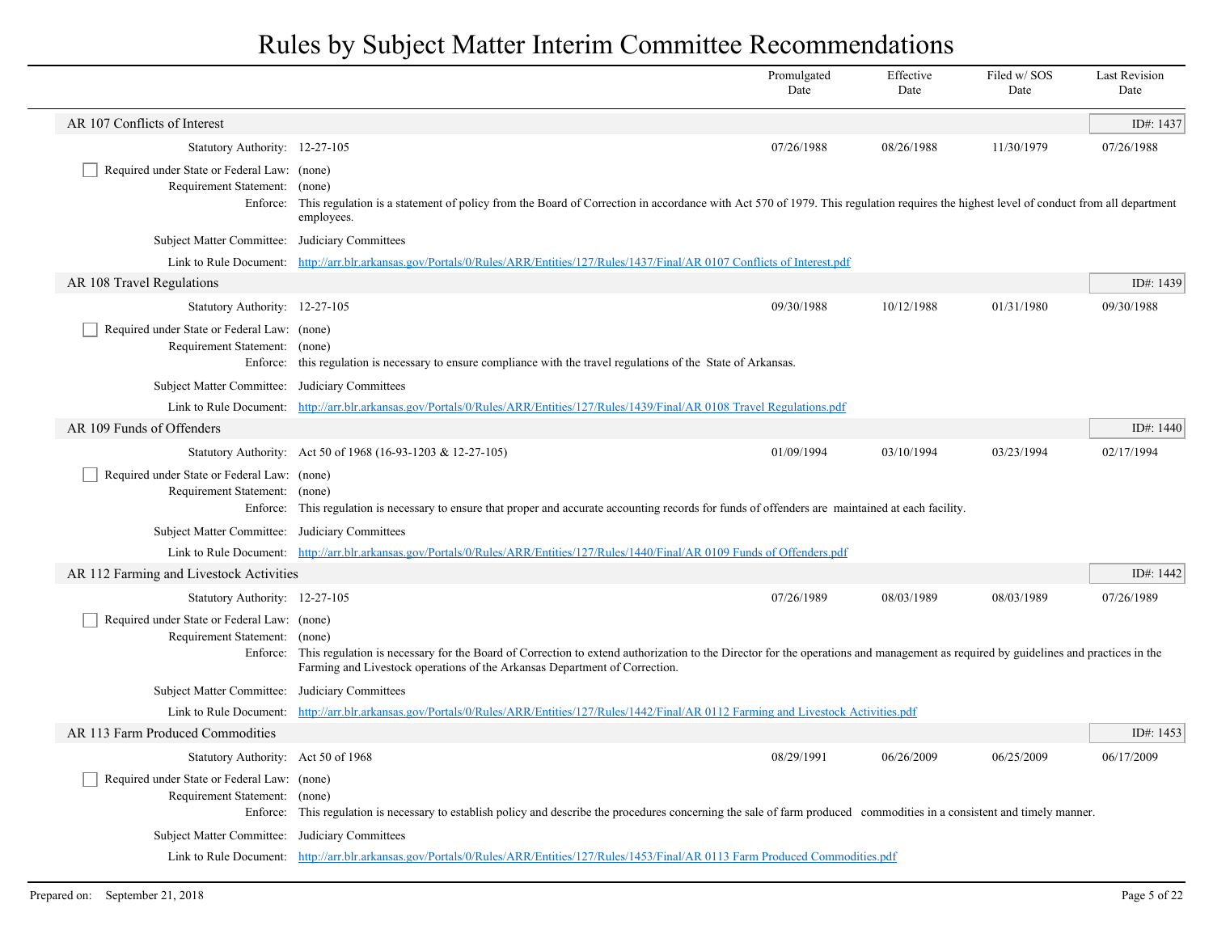# Rules by Subject Matter Interim Committee Recommendations

| | Promulgated Date | Effective Date | Filed w/ SOS Date | Last Revision Date |
|---|---|---|---|---|

## AR 107 Conflicts of Interest

ID#: 1437

| Statutory Authority: 12-27-105 | Promulgated Date | Effective Date | Filed w/ SOS Date | Last Revision Date |
|---|---|---|---|---|
| | 07/26/1988 | 08/26/1988 | 11/30/1979 | 07/26/1988 |

- [ ] Required under State or Federal Law: (none)

Requirement Statement: (none)

Enforce: This regulation is a statement of policy from the Board of Correction in accordance with Act 570 of 1979. This regulation requires the highest level of conduct from all department employees.

Subject Matter Committee: Judiciary Committees

Link to Rule Document: http://arr.blr.arkansas.gov/Portals/0/Rules/ARR/Entities/127/Rules/1437/Final/AR 0107 Conflicts of Interest.pdf

## AR 108 Travel Regulations

ID#: 1439

| Statutory Authority: 12-27-105 | Promulgated Date | Effective Date | Filed w/ SOS Date | Last Revision Date |
|---|---|---|---|---|
| | 09/30/1988 | 10/12/1988 | 01/31/1980 | 09/30/1988 |

- [ ] Required under State or Federal Law: (none)

Requirement Statement: (none)

Enforce: this regulation is necessary to ensure compliance with the travel regulations of the State of Arkansas.

Subject Matter Committee: Judiciary Committees

Link to Rule Document: http://arr.blr.arkansas.gov/Portals/0/Rules/ARR/Entities/127/Rules/1439/Final/AR 0108 Travel Regulations.pdf

## AR 109 Funds of Offenders

ID#: 1440

| Statutory Authority: Act 50 of 1968 (16-93-1203 & 12-27-105) | Promulgated Date | Effective Date | Filed w/ SOS Date | Last Revision Date |
|---|---|---|---|---|
| | 01/09/1994 | 03/10/1994 | 03/23/1994 | 02/17/1994 |

- [ ] Required under State or Federal Law: (none)

Requirement Statement: (none)

Enforce: This regulation is necessary to ensure that proper and accurate accounting records for funds of offenders are maintained at each facility.

Subject Matter Committee: Judiciary Committees

Link to Rule Document: http://arr.blr.arkansas.gov/Portals/0/Rules/ARR/Entities/127/Rules/1440/Final/AR 0109 Funds of Offenders.pdf

## AR 112 Farming and Livestock Activities

ID#: 1442

| Statutory Authority: 12-27-105 | Promulgated Date | Effective Date | Filed w/ SOS Date | Last Revision Date |
|---|---|---|---|---|
| | 07/26/1989 | 08/03/1989 | 08/03/1989 | 07/26/1989 |

- [ ] Required under State or Federal Law: (none)

Requirement Statement: (none)

Enforce: This regulation is necessary for the Board of Correction to extend authorization to the Director for the operations and management as required by guidelines and practices in the Farming and Livestock operations of the Arkansas Department of Correction.

Subject Matter Committee: Judiciary Committees

Link to Rule Document: http://arr.blr.arkansas.gov/Portals/0/Rules/ARR/Entities/127/Rules/1442/Final/AR 0112 Farming and Livestock Activities.pdf

## AR 113 Farm Produced Commodities

ID#: 1453

| Statutory Authority: Act 50 of 1968 | Promulgated Date | Effective Date | Filed w/ SOS Date | Last Revision Date |
|---|---|---|---|---|
| | 08/29/1991 | 06/26/2009 | 06/25/2009 | 06/17/2009 |

- [ ] Required under State or Federal Law: (none)

Requirement Statement: (none)

Enforce: This regulation is necessary to establish policy and describe the procedures concerning the sale of farm produced commodities in a consistent and timely manner.

Subject Matter Committee: Judiciary Committees

Link to Rule Document: http://arr.blr.arkansas.gov/Portals/0/Rules/ARR/Entities/127/Rules/1453/Final/AR 0113 Farm Produced Commodities.pdf

Prepared on: September 21, 2018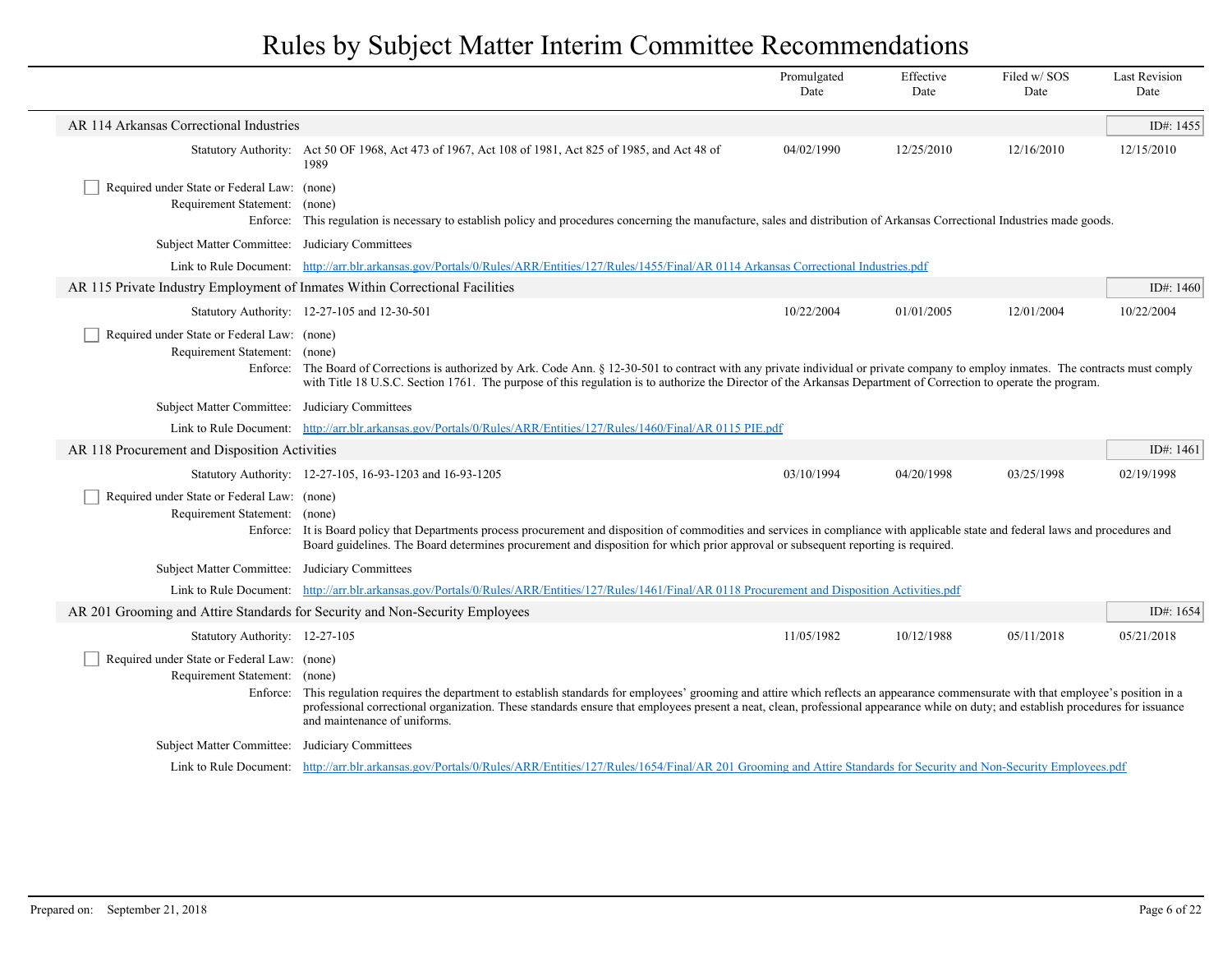# Rules by Subject Matter Interim Committee Recommendations

| | Promulgated Date | Effective Date | Filed w/ SOS Date | Last Revision Date |
|---|---|---|---|---|

## AR 114 Arkansas Correctional Industries

ID#: 1455

| | Promulgated Date | Effective Date | Filed w/ SOS Date | Last Revision Date |
|---|---|---|---|---|
| Statutory Authority: Act 50 OF 1968, Act 473 of 1967, Act 108 of 1981, Act 825 of 1985, and Act 48 of 1989 | 04/02/1990 | 12/25/2010 | 12/16/2010 | 12/15/2010 |

- [ ] Required under State or Federal Law: (none)

Requirement Statement: (none)

Enforce: This regulation is necessary to establish policy and procedures concerning the manufacture, sales and distribution of Arkansas Correctional Industries made goods.

Subject Matter Committee: Judiciary Committees

Link to Rule Document: http://arr.blr.arkansas.gov/Portals/0/Rules/ARR/Entities/127/Rules/1455/Final/AR 0114 Arkansas Correctional Industries.pdf

## AR 115 Private Industry Employment of Inmates Within Correctional Facilities

ID#: 1460

| | Promulgated Date | Effective Date | Filed w/ SOS Date | Last Revision Date |
|---|---|---|---|---|
| Statutory Authority: 12-27-105 and 12-30-501 | 10/22/2004 | 01/01/2005 | 12/01/2004 | 10/22/2004 |

- [ ] Required under State or Federal Law: (none)

Requirement Statement: (none)

Enforce: The Board of Corrections is authorized by Ark. Code Ann. § 12-30-501 to contract with any private individual or private company to employ inmates. The contracts must comply with Title 18 U.S.C. Section 1761. The purpose of this regulation is to authorize the Director of the Arkansas Department of Correction to operate the program.

Subject Matter Committee: Judiciary Committees

Link to Rule Document: http://arr.blr.arkansas.gov/Portals/0/Rules/ARR/Entities/127/Rules/1460/Final/AR 0115 PIE.pdf

## AR 118 Procurement and Disposition Activities

ID#: 1461

| | Promulgated Date | Effective Date | Filed w/ SOS Date | Last Revision Date |
|---|---|---|---|---|
| Statutory Authority: 12-27-105, 16-93-1203 and 16-93-1205 | 03/10/1994 | 04/20/1998 | 03/25/1998 | 02/19/1998 |

- [ ] Required under State or Federal Law: (none)

Requirement Statement: (none)

Enforce: It is Board policy that Departments process procurement and disposition of commodities and services in compliance with applicable state and federal laws and procedures and Board guidelines. The Board determines procurement and disposition for which prior approval or subsequent reporting is required.

Subject Matter Committee: Judiciary Committees

Link to Rule Document: http://arr.blr.arkansas.gov/Portals/0/Rules/ARR/Entities/127/Rules/1461/Final/AR 0118 Procurement and Disposition Activities.pdf

## AR 201 Grooming and Attire Standards for Security and Non-Security Employees

ID#: 1654

| | Promulgated Date | Effective Date | Filed w/ SOS Date | Last Revision Date |
|---|---|---|---|---|
| Statutory Authority: 12-27-105 | 11/05/1982 | 10/12/1988 | 05/11/2018 | 05/21/2018 |

- [ ] Required under State or Federal Law: (none)

Requirement Statement: (none)

Enforce: This regulation requires the department to establish standards for employees' grooming and attire which reflects an appearance commensurate with that employee's position in a professional correctional organization. These standards ensure that employees present a neat, clean, professional appearance while on duty; and establish procedures for issuance and maintenance of uniforms.

Subject Matter Committee: Judiciary Committees

Link to Rule Document: http://arr.blr.arkansas.gov/Portals/0/Rules/ARR/Entities/127/Rules/1654/Final/AR 201 Grooming and Attire Standards for Security and Non-Security Employees.pdf

Prepared on: September 21, 2018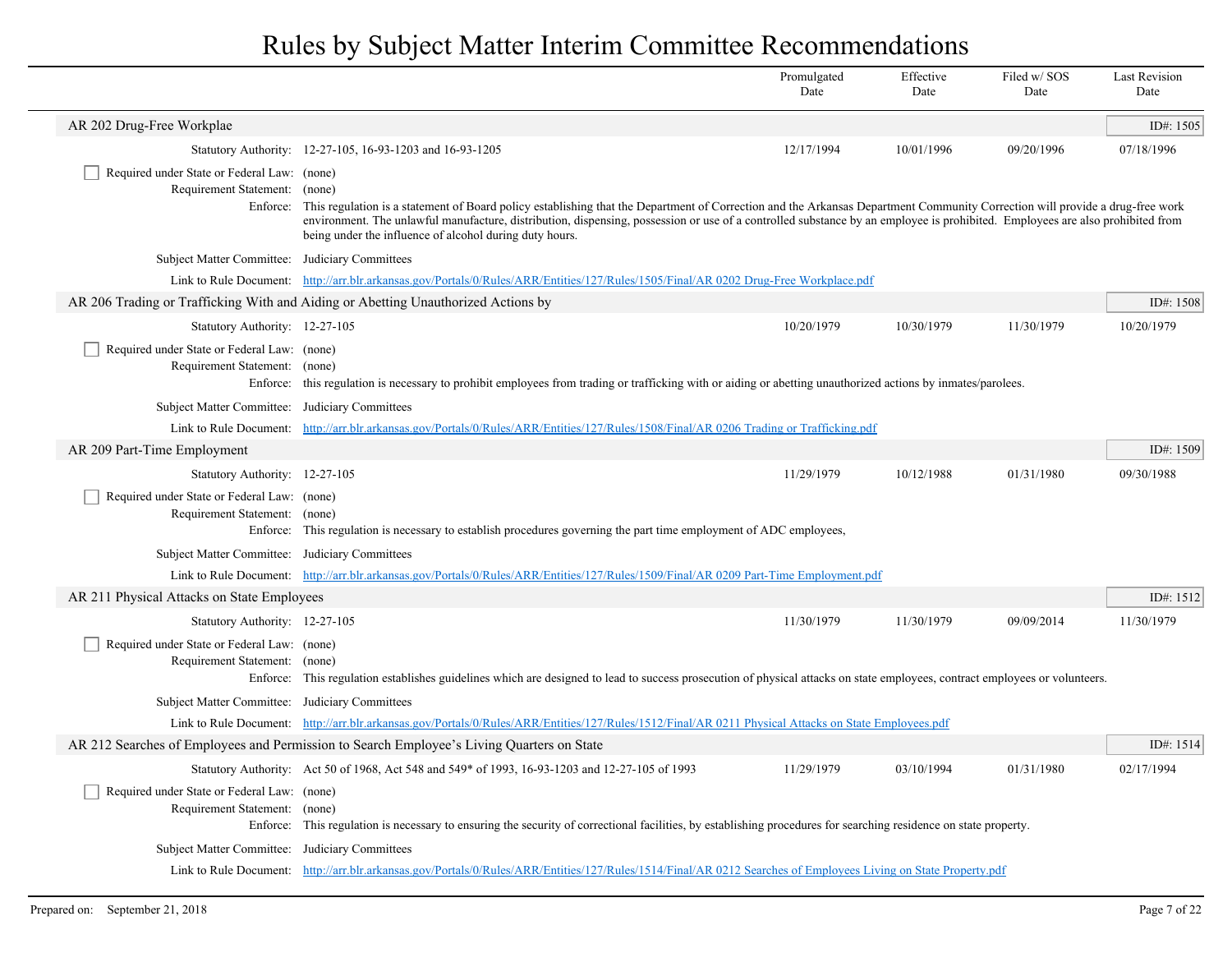# Rules by Subject Matter Interim Committee Recommendations

| | Promulgated Date | Effective Date | Filed w/ SOS Date | Last Revision Date |
|---|---|---|---|---|

## AR 202 Drug-Free Workplae

ID#: 1505

| | Promulgated Date | Effective Date | Filed w/ SOS Date | Last Revision Date |
|---|---|---|---|---|
| Statutory Authority: 12-27-105, 16-93-1203 and 16-93-1205 | 12/17/1994 | 10/01/1996 | 09/20/1996 | 07/18/1996 |

☐ Required under State or Federal Law: (none)

Requirement Statement: (none)

Enforce: This regulation is a statement of Board policy establishing that the Department of Correction and the Arkansas Department Community Correction will provide a drug-free work environment. The unlawful manufacture, distribution, dispensing, possession or use of a controlled substance by an employee is prohibited. Employees are also prohibited from being under the influence of alcohol during duty hours.

Subject Matter Committee: Judiciary Committees

Link to Rule Document: [http://arr.blr.arkansas.gov/Portals/0/Rules/ARR/Entities/127/Rules/1505/Final/AR 0202 Drug-Free Workplace.pdf](http://arr.blr.arkansas.gov/Portals/0/Rules/ARR/Entities/127/Rules/1505/Final/AR 0202 Drug-Free Workplace.pdf)

## AR 206 Trading or Trafficking With and Aiding or Abetting Unauthorized Actions by

ID#: 1508

| | Promulgated Date | Effective Date | Filed w/ SOS Date | Last Revision Date |
|---|---|---|---|---|
| Statutory Authority: 12-27-105 | 10/20/1979 | 10/30/1979 | 11/30/1979 | 10/20/1979 |

☐ Required under State or Federal Law: (none)

Requirement Statement: (none)

Enforce: this regulation is necessary to prohibit employees from trading or trafficking with or aiding or abetting unauthorized actions by inmates/parolees.

Subject Matter Committee: Judiciary Committees

Link to Rule Document: [http://arr.blr.arkansas.gov/Portals/0/Rules/ARR/Entities/127/Rules/1508/Final/AR 0206 Trading or Trafficking.pdf](http://arr.blr.arkansas.gov/Portals/0/Rules/ARR/Entities/127/Rules/1508/Final/AR 0206 Trading or Trafficking.pdf)

## AR 209 Part-Time Employment

ID#: 1509

| | Promulgated Date | Effective Date | Filed w/ SOS Date | Last Revision Date |
|---|---|---|---|---|
| Statutory Authority: 12-27-105 | 11/29/1979 | 10/12/1988 | 01/31/1980 | 09/30/1988 |

☐ Required under State or Federal Law: (none)

Requirement Statement: (none)

Enforce: This regulation is necessary to establish procedures governing the part time employment of ADC employees,

Subject Matter Committee: Judiciary Committees

Link to Rule Document: [http://arr.blr.arkansas.gov/Portals/0/Rules/ARR/Entities/127/Rules/1509/Final/AR 0209 Part-Time Employment.pdf](http://arr.blr.arkansas.gov/Portals/0/Rules/ARR/Entities/127/Rules/1509/Final/AR 0209 Part-Time Employment.pdf)

## AR 211 Physical Attacks on State Employees

ID#: 1512

| | Promulgated Date | Effective Date | Filed w/ SOS Date | Last Revision Date |
|---|---|---|---|---|
| Statutory Authority: 12-27-105 | 11/30/1979 | 11/30/1979 | 09/09/2014 | 11/30/1979 |

☐ Required under State or Federal Law: (none)

Requirement Statement: (none)

Enforce: This regulation establishes guidelines which are designed to lead to success prosecution of physical attacks on state employees, contract employees or volunteers.

Subject Matter Committee: Judiciary Committees

Link to Rule Document: [http://arr.blr.arkansas.gov/Portals/0/Rules/ARR/Entities/127/Rules/1512/Final/AR 0211 Physical Attacks on State Employees.pdf](http://arr.blr.arkansas.gov/Portals/0/Rules/ARR/Entities/127/Rules/1512/Final/AR 0211 Physical Attacks on State Employees.pdf)

## AR 212 Searches of Employees and Permission to Search Employee's Living Quarters on State

ID#: 1514

| | Promulgated Date | Effective Date | Filed w/ SOS Date | Last Revision Date |
|---|---|---|---|---|
| Statutory Authority: Act 50 of 1968, Act 548 and 549* of 1993, 16-93-1203 and 12-27-105 of 1993 | 11/29/1979 | 03/10/1994 | 01/31/1980 | 02/17/1994 |

☐ Required under State or Federal Law: (none)

Requirement Statement: (none)

Enforce: This regulation is necessary to ensuring the security of correctional facilities, by establishing procedures for searching residence on state property.

Subject Matter Committee: Judiciary Committees

Link to Rule Document: [http://arr.blr.arkansas.gov/Portals/0/Rules/ARR/Entities/127/Rules/1514/Final/AR 0212 Searches of Employees Living on State Property.pdf](http://arr.blr.arkansas.gov/Portals/0/Rules/ARR/Entities/127/Rules/1514/Final/AR 0212 Searches of Employees Living on State Property.pdf)

Prepared on: September 21, 2018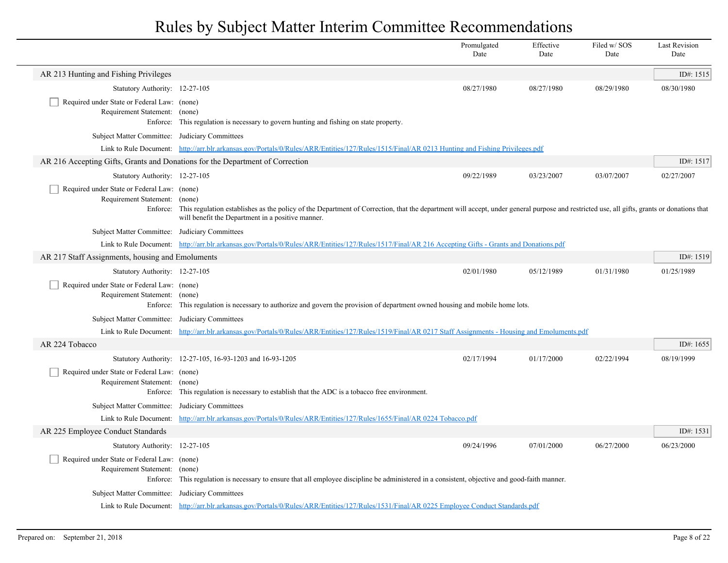# Rules by Subject Matter Interim Committee Recommendations

| | Promulgated Date | Effective Date | Filed w/ SOS Date | Last Revision Date |
|---|---|---|---|---|

## AR 213 Hunting and Fishing Privileges

ID#: 1515

| | Promulgated Date | Effective Date | Filed w/ SOS Date | Last Revision Date |
|---|---|---|---|---|
| Statutory Authority: 12-27-105 | 08/27/1980 | 08/27/1980 | 08/29/1980 | 08/30/1980 |

☐ Required under State or Federal Law: (none)

Requirement Statement: (none)

Enforce: This regulation is necessary to govern hunting and fishing on state property.

Subject Matter Committee: Judiciary Committees

Link to Rule Document: http://arr.blr.arkansas.gov/Portals/0/Rules/ARR/Entities/127/Rules/1515/Final/AR 0213 Hunting and Fishing Privileges.pdf

## AR 216 Accepting Gifts, Grants and Donations for the Department of Correction

ID#: 1517

| | Promulgated Date | Effective Date | Filed w/ SOS Date | Last Revision Date |
|---|---|---|---|---|
| Statutory Authority: 12-27-105 | 09/22/1989 | 03/23/2007 | 03/07/2007 | 02/27/2007 |

☐ Required under State or Federal Law: (none)

Requirement Statement: (none)

Enforce: This regulation establishes as the policy of the Department of Correction, that the department will accept, under general purpose and restricted use, all gifts, grants or donations that will benefit the Department in a positive manner.

Subject Matter Committee: Judiciary Committees

Link to Rule Document: http://arr.blr.arkansas.gov/Portals/0/Rules/ARR/Entities/127/Rules/1517/Final/AR 216 Accepting Gifts - Grants and Donations.pdf

## AR 217 Staff Assignments, housing and Emoluments

ID#: 1519

| | Promulgated Date | Effective Date | Filed w/ SOS Date | Last Revision Date |
|---|---|---|---|---|
| Statutory Authority: 12-27-105 | 02/01/1980 | 05/12/1989 | 01/31/1980 | 01/25/1989 |

☐ Required under State or Federal Law: (none)

Requirement Statement: (none)

Enforce: This regulation is necessary to authorize and govern the provision of department owned housing and mobile home lots.

Subject Matter Committee: Judiciary Committees

Link to Rule Document: http://arr.blr.arkansas.gov/Portals/0/Rules/ARR/Entities/127/Rules/1519/Final/AR 0217 Staff Assignments - Housing and Emoluments.pdf

## AR 224 Tobacco

ID#: 1655

| | Promulgated Date | Effective Date | Filed w/ SOS Date | Last Revision Date |
|---|---|---|---|---|
| Statutory Authority: 12-27-105, 16-93-1203 and 16-93-1205 | 02/17/1994 | 01/17/2000 | 02/22/1994 | 08/19/1999 |

☐ Required under State or Federal Law: (none)

Requirement Statement: (none)

Enforce: This regulation is necessary to establish that the ADC is a tobacco free environment.

Subject Matter Committee: Judiciary Committees

Link to Rule Document: http://arr.blr.arkansas.gov/Portals/0/Rules/ARR/Entities/127/Rules/1655/Final/AR 0224 Tobacco.pdf

## AR 225 Employee Conduct Standards

ID#: 1531

| | Promulgated Date | Effective Date | Filed w/ SOS Date | Last Revision Date |
|---|---|---|---|---|
| Statutory Authority: 12-27-105 | 09/24/1996 | 07/01/2000 | 06/27/2000 | 06/23/2000 |

☐ Required under State or Federal Law: (none)

Requirement Statement: (none)

Enforce: This regulation is necessary to ensure that all employee discipline be administered in a consistent, objective and good-faith manner.

Subject Matter Committee: Judiciary Committees

Link to Rule Document: http://arr.blr.arkansas.gov/Portals/0/Rules/ARR/Entities/127/Rules/1531/Final/AR 0225 Employee Conduct Standards.pdf

Prepared on: September 21, 2018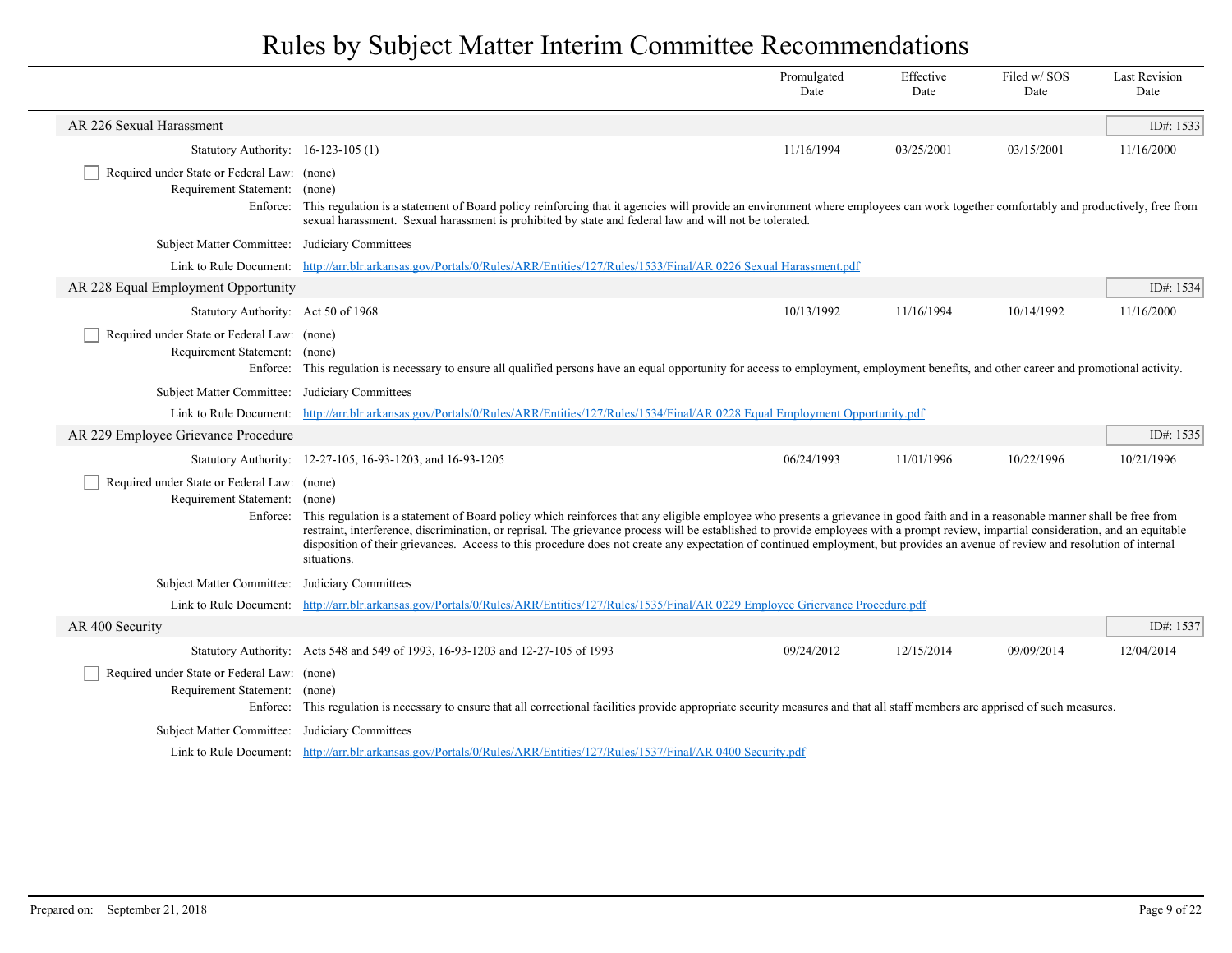# Rules by Subject Matter Interim Committee Recommendations

| | | Promulgated Date | Effective Date | Filed w/ SOS Date | Last Revision Date |
|---|---|---|---|---|---|

## AR 226 Sexual Harassment

ID#: 1533

| | | Promulgated Date | Effective Date | Filed w/ SOS Date | Last Revision Date |
|---|---|---|---|---|---|
| Statutory Authority: | 16-123-105 (1) | 11/16/1994 | 03/25/2001 | 03/15/2001 | 11/16/2000 |

- [ ] Required under State or Federal Law: (none)

Requirement Statement: (none)

Enforce: This regulation is a statement of Board policy reinforcing that it agencies will provide an environment where employees can work together comfortably and productively, free from sexual harassment. Sexual harassment is prohibited by state and federal law and will not be tolerated.

Subject Matter Committee: Judiciary Committees

Link to Rule Document: [http://arr.blr.arkansas.gov/Portals/0/Rules/ARR/Entities/127/Rules/1533/Final/AR 0226 Sexual Harassment.pdf](http://arr.blr.arkansas.gov/Portals/0/Rules/ARR/Entities/127/Rules/1533/Final/AR 0226 Sexual Harassment.pdf)

## AR 228 Equal Employment Opportunity

ID#: 1534

| | | Promulgated Date | Effective Date | Filed w/ SOS Date | Last Revision Date |
|---|---|---|---|---|---|
| Statutory Authority: | Act 50 of 1968 | 10/13/1992 | 11/16/1994 | 10/14/1992 | 11/16/2000 |

- [ ] Required under State or Federal Law: (none)

Requirement Statement: (none)

Enforce: This regulation is necessary to ensure all qualified persons have an equal opportunity for access to employment, employment benefits, and other career and promotional activity.

Subject Matter Committee: Judiciary Committees

Link to Rule Document: [http://arr.blr.arkansas.gov/Portals/0/Rules/ARR/Entities/127/Rules/1534/Final/AR 0228 Equal Employment Opportunity.pdf](http://arr.blr.arkansas.gov/Portals/0/Rules/ARR/Entities/127/Rules/1534/Final/AR 0228 Equal Employment Opportunity.pdf)

## AR 229 Employee Grievance Procedure

ID#: 1535

| | | Promulgated Date | Effective Date | Filed w/ SOS Date | Last Revision Date |
|---|---|---|---|---|---|
| Statutory Authority: | 12-27-105, 16-93-1203, and 16-93-1205 | 06/24/1993 | 11/01/1996 | 10/22/1996 | 10/21/1996 |

- [ ] Required under State or Federal Law: (none)

Requirement Statement: (none)

Enforce: This regulation is a statement of Board policy which reinforces that any eligible employee who presents a grievance in good faith and in a reasonable manner shall be free from restraint, interference, discrimination, or reprisal. The grievance process will be established to provide employees with a prompt review, impartial consideration, and an equitable disposition of their grievances. Access to this procedure does not create any expectation of continued employment, but provides an avenue of review and resolution of internal situations.

Subject Matter Committee: Judiciary Committees

Link to Rule Document: [http://arr.blr.arkansas.gov/Portals/0/Rules/ARR/Entities/127/Rules/1535/Final/AR 0229 Employee Griervance Procedure.pdf](http://arr.blr.arkansas.gov/Portals/0/Rules/ARR/Entities/127/Rules/1535/Final/AR 0229 Employee Griervance Procedure.pdf)

## AR 400 Security

ID#: 1537

| | | Promulgated Date | Effective Date | Filed w/ SOS Date | Last Revision Date |
|---|---|---|---|---|---|
| Statutory Authority: | Acts 548 and 549 of 1993, 16-93-1203 and 12-27-105 of 1993 | 09/24/2012 | 12/15/2014 | 09/09/2014 | 12/04/2014 |

- [ ] Required under State or Federal Law: (none)

Requirement Statement: (none)

Enforce: This regulation is necessary to ensure that all correctional facilities provide appropriate security measures and that all staff members are apprised of such measures.

Subject Matter Committee: Judiciary Committees

Link to Rule Document: [http://arr.blr.arkansas.gov/Portals/0/Rules/ARR/Entities/127/Rules/1537/Final/AR 0400 Security.pdf](http://arr.blr.arkansas.gov/Portals/0/Rules/ARR/Entities/127/Rules/1537/Final/AR 0400 Security.pdf)

Prepared on: September 21, 2018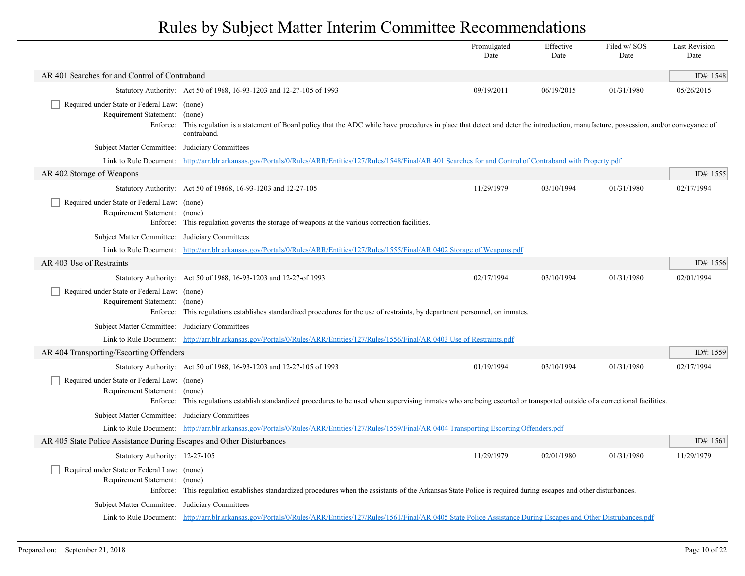# Rules by Subject Matter Interim Committee Recommendations

| | Promulgated Date | Effective Date | Filed w/ SOS Date | Last Revision Date |
|---|---|---|---|---|

## AR 401 Searches for and Control of Contraband

ID#: 1548

| | Promulgated Date | Effective Date | Filed w/ SOS Date | Last Revision Date |
|---|---|---|---|---|
| Statutory Authority: Act 50 of 1968, 16-93-1203 and 12-27-105 of 1993 | 09/19/2011 | 06/19/2015 | 01/31/1980 | 05/26/2015 |

- [ ] Required under State or Federal Law: (none)

Requirement Statement: (none)

Enforce: This regulation is a statement of Board policy that the ADC while have procedures in place that detect and deter the introduction, manufacture, possession, and/or conveyance of contraband.

Subject Matter Committee: Judiciary Committees

Link to Rule Document: [http://arr.blr.arkansas.gov/Portals/0/Rules/ARR/Entities/127/Rules/1548/Final/AR 401 Searches for and Control of Contraband with Property.pdf](http://arr.blr.arkansas.gov/Portals/0/Rules/ARR/Entities/127/Rules/1548/Final/AR 401 Searches for and Control of Contraband with Property.pdf)

## AR 402 Storage of Weapons

ID#: 1555

| | Promulgated Date | Effective Date | Filed w/ SOS Date | Last Revision Date |
|---|---|---|---|---|
| Statutory Authority: Act 50 of 19868, 16-93-1203 and 12-27-105 | 11/29/1979 | 03/10/1994 | 01/31/1980 | 02/17/1994 |

- [ ] Required under State or Federal Law: (none)

Requirement Statement: (none)

Enforce: This regulation governs the storage of weapons at the various correction facilities.

Subject Matter Committee: Judiciary Committees

Link to Rule Document: [http://arr.blr.arkansas.gov/Portals/0/Rules/ARR/Entities/127/Rules/1555/Final/AR 0402 Storage of Weapons.pdf](http://arr.blr.arkansas.gov/Portals/0/Rules/ARR/Entities/127/Rules/1555/Final/AR 0402 Storage of Weapons.pdf)

## AR 403 Use of Restraints

ID#: 1556

| | Promulgated Date | Effective Date | Filed w/ SOS Date | Last Revision Date |
|---|---|---|---|---|
| Statutory Authority: Act 50 of 1968, 16-93-1203 and 12-27-of 1993 | 02/17/1994 | 03/10/1994 | 01/31/1980 | 02/01/1994 |

- [ ] Required under State or Federal Law: (none)

Requirement Statement: (none)

Enforce: This regulations establishes standardized procedures for the use of restraints, by department personnel, on inmates.

Subject Matter Committee: Judiciary Committees

Link to Rule Document: [http://arr.blr.arkansas.gov/Portals/0/Rules/ARR/Entities/127/Rules/1556/Final/AR 0403 Use of Restraints.pdf](http://arr.blr.arkansas.gov/Portals/0/Rules/ARR/Entities/127/Rules/1556/Final/AR 0403 Use of Restraints.pdf)

## AR 404 Transporting/Escorting Offenders

ID#: 1559

| | Promulgated Date | Effective Date | Filed w/ SOS Date | Last Revision Date |
|---|---|---|---|---|
| Statutory Authority: Act 50 of 1968, 16-93-1203 and 12-27-105 of 1993 | 01/19/1994 | 03/10/1994 | 01/31/1980 | 02/17/1994 |

- [ ] Required under State or Federal Law: (none)

Requirement Statement: (none)

Enforce: This regulations establish standardized procedures to be used when supervising inmates who are being escorted or transported outside of a correctional facilities.

Subject Matter Committee: Judiciary Committees

Link to Rule Document: [http://arr.blr.arkansas.gov/Portals/0/Rules/ARR/Entities/127/Rules/1559/Final/AR 0404 Transporting Escorting Offenders.pdf](http://arr.blr.arkansas.gov/Portals/0/Rules/ARR/Entities/127/Rules/1559/Final/AR 0404 Transporting Escorting Offenders.pdf)

## AR 405 State Police Assistance During Escapes and Other Disturbances

ID#: 1561

| | Promulgated Date | Effective Date | Filed w/ SOS Date | Last Revision Date |
|---|---|---|---|---|
| Statutory Authority: 12-27-105 | 11/29/1979 | 02/01/1980 | 01/31/1980 | 11/29/1979 |

- [ ] Required under State or Federal Law: (none)

Requirement Statement: (none)

Enforce: This regulation establishes standardized procedures when the assistants of the Arkansas State Police is required during escapes and other disturbances.

Subject Matter Committee: Judiciary Committees

Link to Rule Document: [http://arr.blr.arkansas.gov/Portals/0/Rules/ARR/Entities/127/Rules/1561/Final/AR 0405 State Police Assistance During Escapes and Other Distrubances.pdf](http://arr.blr.arkansas.gov/Portals/0/Rules/ARR/Entities/127/Rules/1561/Final/AR 0405 State Police Assistance During Escapes and Other Distrubances.pdf)

Prepared on: September 21, 2018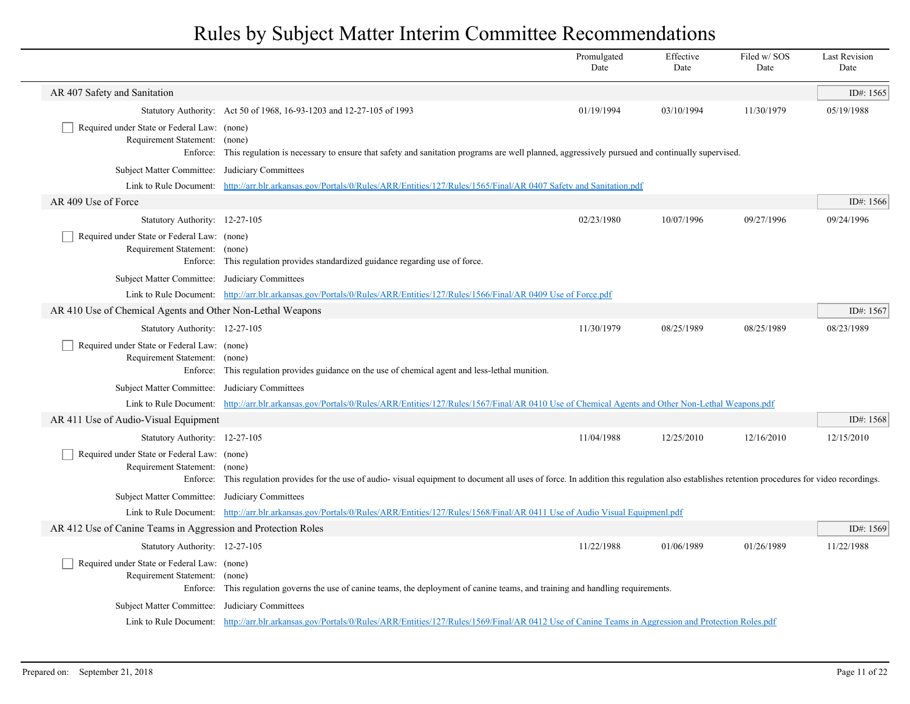# Rules by Subject Matter Interim Committee Recommendations

| | | Promulgated Date | Effective Date | Filed w/ SOS Date | Last Revision Date |
|---|---|---|---|---|---|

## AR 407 Safety and Sanitation

ID#: 1565

| | | Promulgated Date | Effective Date | Filed w/ SOS Date | Last Revision Date |
|---|---|---|---|---|---|
| Statutory Authority: | Act 50 of 1968, 16-93-1203 and 12-27-105 of 1993 | 01/19/1994 | 03/10/1994 | 11/30/1979 | 05/19/1988 |

- [ ] Required under State or Federal Law: (none)

Requirement Statement: (none)

Enforce: This regulation is necessary to ensure that safety and sanitation programs are well planned, aggressively pursued and continually supervised.

Subject Matter Committee: Judiciary Committees

Link to Rule Document: http://arr.blr.arkansas.gov/Portals/0/Rules/ARR/Entities/127/Rules/1565/Final/AR 0407 Safety and Sanitation.pdf

## AR 409 Use of Force

ID#: 1566

| | | Promulgated Date | Effective Date | Filed w/ SOS Date | Last Revision Date |
|---|---|---|---|---|---|
| Statutory Authority: | 12-27-105 | 02/23/1980 | 10/07/1996 | 09/27/1996 | 09/24/1996 |

- [ ] Required under State or Federal Law: (none)

Requirement Statement: (none)

Enforce: This regulation provides standardized guidance regarding use of force.

Subject Matter Committee: Judiciary Committees

Link to Rule Document: http://arr.blr.arkansas.gov/Portals/0/Rules/ARR/Entities/127/Rules/1566/Final/AR 0409 Use of Force.pdf

## AR 410 Use of Chemical Agents and Other Non-Lethal Weapons

ID#: 1567

| | | Promulgated Date | Effective Date | Filed w/ SOS Date | Last Revision Date |
|---|---|---|---|---|---|
| Statutory Authority: | 12-27-105 | 11/30/1979 | 08/25/1989 | 08/25/1989 | 08/23/1989 |

- [ ] Required under State or Federal Law: (none)

Requirement Statement: (none)

Enforce: This regulation provides guidance on the use of chemical agent and less-lethal munition.

Subject Matter Committee: Judiciary Committees

Link to Rule Document: http://arr.blr.arkansas.gov/Portals/0/Rules/ARR/Entities/127/Rules/1567/Final/AR 0410 Use of Chemical Agents and Other Non-Lethal Weapons.pdf

## AR 411 Use of Audio-Visual Equipment

ID#: 1568

| | | Promulgated Date | Effective Date | Filed w/ SOS Date | Last Revision Date |
|---|---|---|---|---|---|
| Statutory Authority: | 12-27-105 | 11/04/1988 | 12/25/2010 | 12/16/2010 | 12/15/2010 |

- [ ] Required under State or Federal Law: (none)

Requirement Statement: (none)

Enforce: This regulation provides for the use of audio- visual equipment to document all uses of force. In addition this regulation also establishes retention procedures for video recordings.

Subject Matter Committee: Judiciary Committees

Link to Rule Document: http://arr.blr.arkansas.gov/Portals/0/Rules/ARR/Entities/127/Rules/1568/Final/AR 0411 Use of Audio Visual Equipmenl.pdf

## AR 412 Use of Canine Teams in Aggression and Protection Roles

ID#: 1569

| | | Promulgated Date | Effective Date | Filed w/ SOS Date | Last Revision Date |
|---|---|---|---|---|---|
| Statutory Authority: | 12-27-105 | 11/22/1988 | 01/06/1989 | 01/26/1989 | 11/22/1988 |

- [ ] Required under State or Federal Law: (none)

Requirement Statement: (none)

Enforce: This regulation governs the use of canine teams, the deployment of canine teams, and training and handling requirements.

Subject Matter Committee: Judiciary Committees

Link to Rule Document: http://arr.blr.arkansas.gov/Portals/0/Rules/ARR/Entities/127/Rules/1569/Final/AR 0412 Use of Canine Teams in Aggression and Protection Roles.pdf

Prepared on: September 21, 2018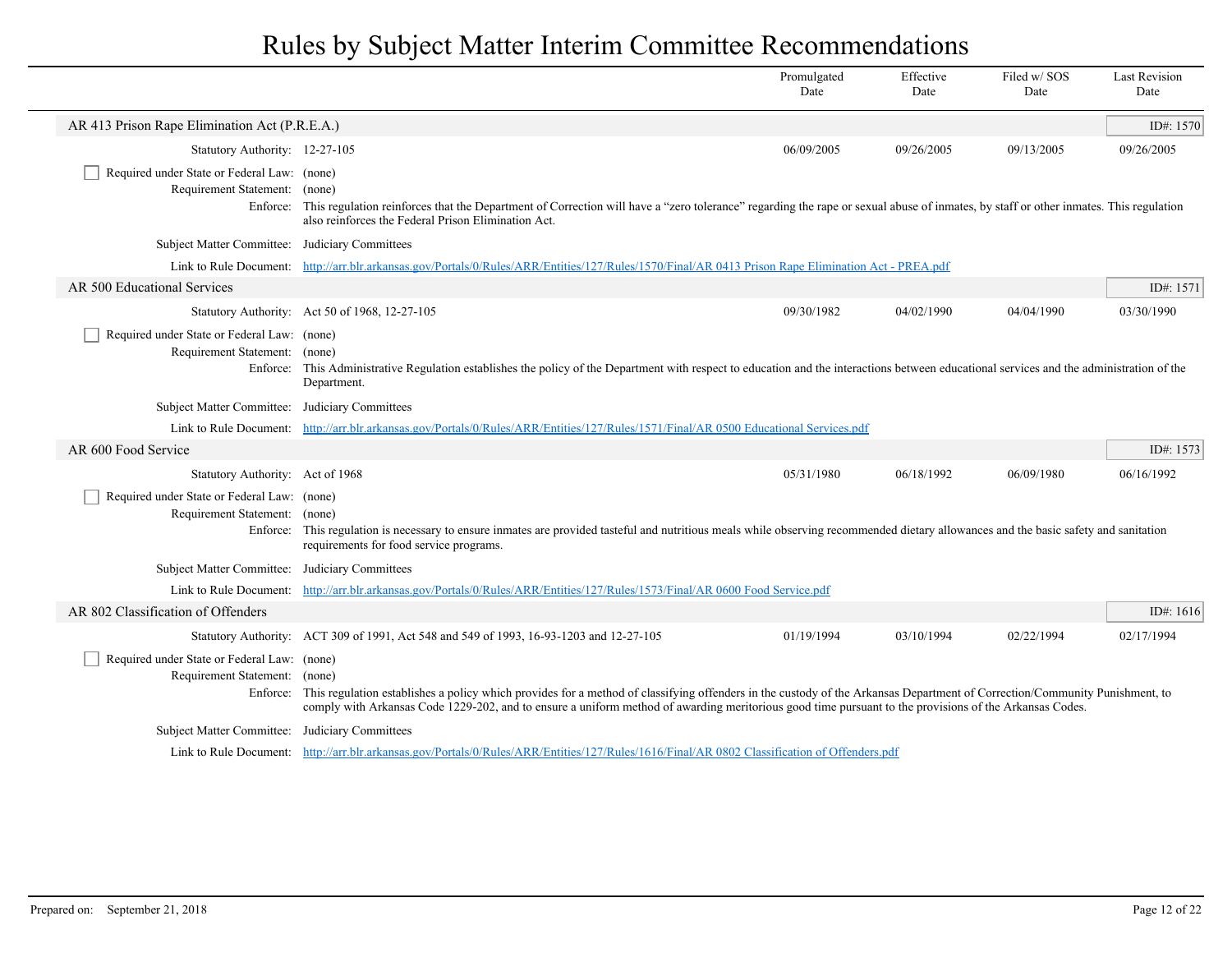# Rules by Subject Matter Interim Committee Recommendations

| | Promulgated Date | Effective Date | Filed w/ SOS Date | Last Revision Date |
|---|---|---|---|---|

## AR 413 Prison Rape Elimination Act (P.R.E.A.)

ID#: 1570

| | Promulgated Date | Effective Date | Filed w/ SOS Date | Last Revision Date |
|---|---|---|---|---|
| Statutory Authority: 12-27-105 | 06/09/2005 | 09/26/2005 | 09/13/2005 | 09/26/2005 |

- [ ] Required under State or Federal Law: (none)

Requirement Statement: (none)

Enforce: This regulation reinforces that the Department of Correction will have a "zero tolerance" regarding the rape or sexual abuse of inmates, by staff or other inmates. This regulation also reinforces the Federal Prison Elimination Act.

Subject Matter Committee: Judiciary Committees

Link to Rule Document: http://arr.blr.arkansas.gov/Portals/0/Rules/ARR/Entities/127/Rules/1570/Final/AR 0413 Prison Rape Elimination Act - PREA.pdf

## AR 500 Educational Services

ID#: 1571

| | Promulgated Date | Effective Date | Filed w/ SOS Date | Last Revision Date |
|---|---|---|---|---|
| Statutory Authority: Act 50 of 1968, 12-27-105 | 09/30/1982 | 04/02/1990 | 04/04/1990 | 03/30/1990 |

- [ ] Required under State or Federal Law: (none)

Requirement Statement: (none)

Enforce: This Administrative Regulation establishes the policy of the Department with respect to education and the interactions between educational services and the administration of the Department.

Subject Matter Committee: Judiciary Committees

Link to Rule Document: http://arr.blr.arkansas.gov/Portals/0/Rules/ARR/Entities/127/Rules/1571/Final/AR 0500 Educational Services.pdf

## AR 600 Food Service

ID#: 1573

| | Promulgated Date | Effective Date | Filed w/ SOS Date | Last Revision Date |
|---|---|---|---|---|
| Statutory Authority: Act of 1968 | 05/31/1980 | 06/18/1992 | 06/09/1980 | 06/16/1992 |

- [ ] Required under State or Federal Law: (none)

Requirement Statement: (none)

Enforce: This regulation is necessary to ensure inmates are provided tasteful and nutritious meals while observing recommended dietary allowances and the basic safety and sanitation requirements for food service programs.

Subject Matter Committee: Judiciary Committees

Link to Rule Document: http://arr.blr.arkansas.gov/Portals/0/Rules/ARR/Entities/127/Rules/1573/Final/AR 0600 Food Service.pdf

## AR 802 Classification of Offenders

ID#: 1616

| | Promulgated Date | Effective Date | Filed w/ SOS Date | Last Revision Date |
|---|---|---|---|---|
| Statutory Authority: ACT 309 of 1991, Act 548 and 549 of 1993, 16-93-1203 and 12-27-105 | 01/19/1994 | 03/10/1994 | 02/22/1994 | 02/17/1994 |

- [ ] Required under State or Federal Law: (none)

Requirement Statement: (none)

Enforce: This regulation establishes a policy which provides for a method of classifying offenders in the custody of the Arkansas Department of Correction/Community Punishment, to comply with Arkansas Code 1229-202, and to ensure a uniform method of awarding meritorious good time pursuant to the provisions of the Arkansas Codes.

Subject Matter Committee: Judiciary Committees

Link to Rule Document: http://arr.blr.arkansas.gov/Portals/0/Rules/ARR/Entities/127/Rules/1616/Final/AR 0802 Classification of Offenders.pdf

Prepared on: September 21, 2018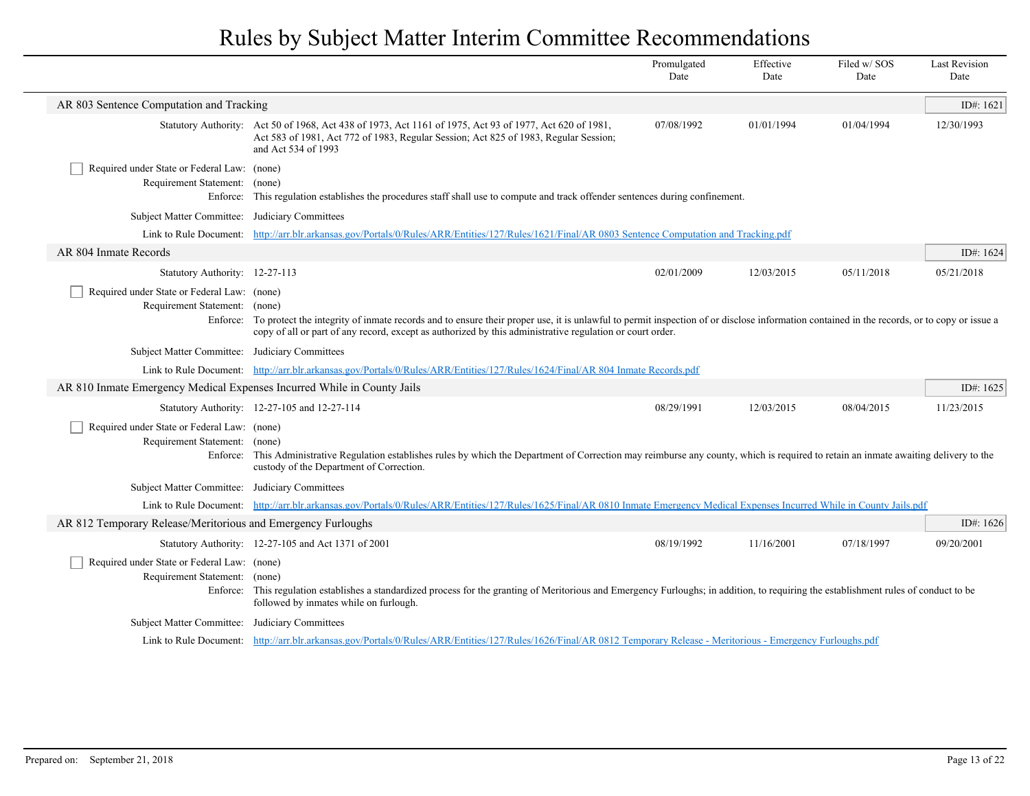# Rules by Subject Matter Interim Committee Recommendations

| | | Promulgated Date | Effective Date | Filed w/ SOS Date | Last Revision Date |
|---|---|---|---|---|---|

## AR 803 Sentence Computation and Tracking

ID#: 1621

| | | Promulgated Date | Effective Date | Filed w/ SOS Date | Last Revision Date |
|---|---|---|---|---|---|
| Statutory Authority: | Act 50 of 1968, Act 438 of 1973, Act 1161 of 1975, Act 93 of 1977, Act 620 of 1981, Act 583 of 1981, Act 772 of 1983, Regular Session; Act 825 of 1983, Regular Session; and Act 534 of 1993 | 07/08/1992 | 01/01/1994 | 01/04/1994 | 12/30/1993 |

- [ ] Required under State or Federal Law: (none)

**Requirement Statement:** (none)

**Enforce:** This regulation establishes the procedures staff shall use to compute and track offender sentences during confinement.

**Subject Matter Committee:** Judiciary Committees

**Link to Rule Document:** http://arr.blr.arkansas.gov/Portals/0/Rules/ARR/Entities/127/Rules/1621/Final/AR 0803 Sentence Computation and Tracking.pdf

## AR 804 Inmate Records

ID#: 1624

| | | Promulgated Date | Effective Date | Filed w/ SOS Date | Last Revision Date |
|---|---|---|---|---|---|
| Statutory Authority: | 12-27-113 | 02/01/2009 | 12/03/2015 | 05/11/2018 | 05/21/2018 |

- [ ] Required under State or Federal Law: (none)

**Requirement Statement:** (none)

**Enforce:** To protect the integrity of inmate records and to ensure their proper use, it is unlawful to permit inspection of or disclose information contained in the records, or to copy or issue a copy of all or part of any record, except as authorized by this administrative regulation or court order.

**Subject Matter Committee:** Judiciary Committees

**Link to Rule Document:** http://arr.blr.arkansas.gov/Portals/0/Rules/ARR/Entities/127/Rules/1624/Final/AR 804 Inmate Records.pdf

## AR 810 Inmate Emergency Medical Expenses Incurred While in County Jails

ID#: 1625

| | | Promulgated Date | Effective Date | Filed w/ SOS Date | Last Revision Date |
|---|---|---|---|---|---|
| Statutory Authority: | 12-27-105 and 12-27-114 | 08/29/1991 | 12/03/2015 | 08/04/2015 | 11/23/2015 |

- [ ] Required under State or Federal Law: (none)

**Requirement Statement:** (none)

**Enforce:** This Administrative Regulation establishes rules by which the Department of Correction may reimburse any county, which is required to retain an inmate awaiting delivery to the custody of the Department of Correction.

**Subject Matter Committee:** Judiciary Committees

**Link to Rule Document:** http://arr.blr.arkansas.gov/Portals/0/Rules/ARR/Entities/127/Rules/1625/Final/AR 0810 Inmate Emergency Medical Expenses Incurred While in County Jails.pdf

## AR 812 Temporary Release/Meritorious and Emergency Furloughs

ID#: 1626

| | | Promulgated Date | Effective Date | Filed w/ SOS Date | Last Revision Date |
|---|---|---|---|---|---|
| Statutory Authority: | 12-27-105 and Act 1371 of 2001 | 08/19/1992 | 11/16/2001 | 07/18/1997 | 09/20/2001 |

- [ ] Required under State or Federal Law: (none)

**Requirement Statement:** (none)

**Enforce:** This regulation establishes a standardized process for the granting of Meritorious and Emergency Furloughs; in addition, to requiring the establishment rules of conduct to be followed by inmates while on furlough.

**Subject Matter Committee:** Judiciary Committees

**Link to Rule Document:** http://arr.blr.arkansas.gov/Portals/0/Rules/ARR/Entities/127/Rules/1626/Final/AR 0812 Temporary Release - Meritorious - Emergency Furloughs.pdf

Prepared on: September 21, 2018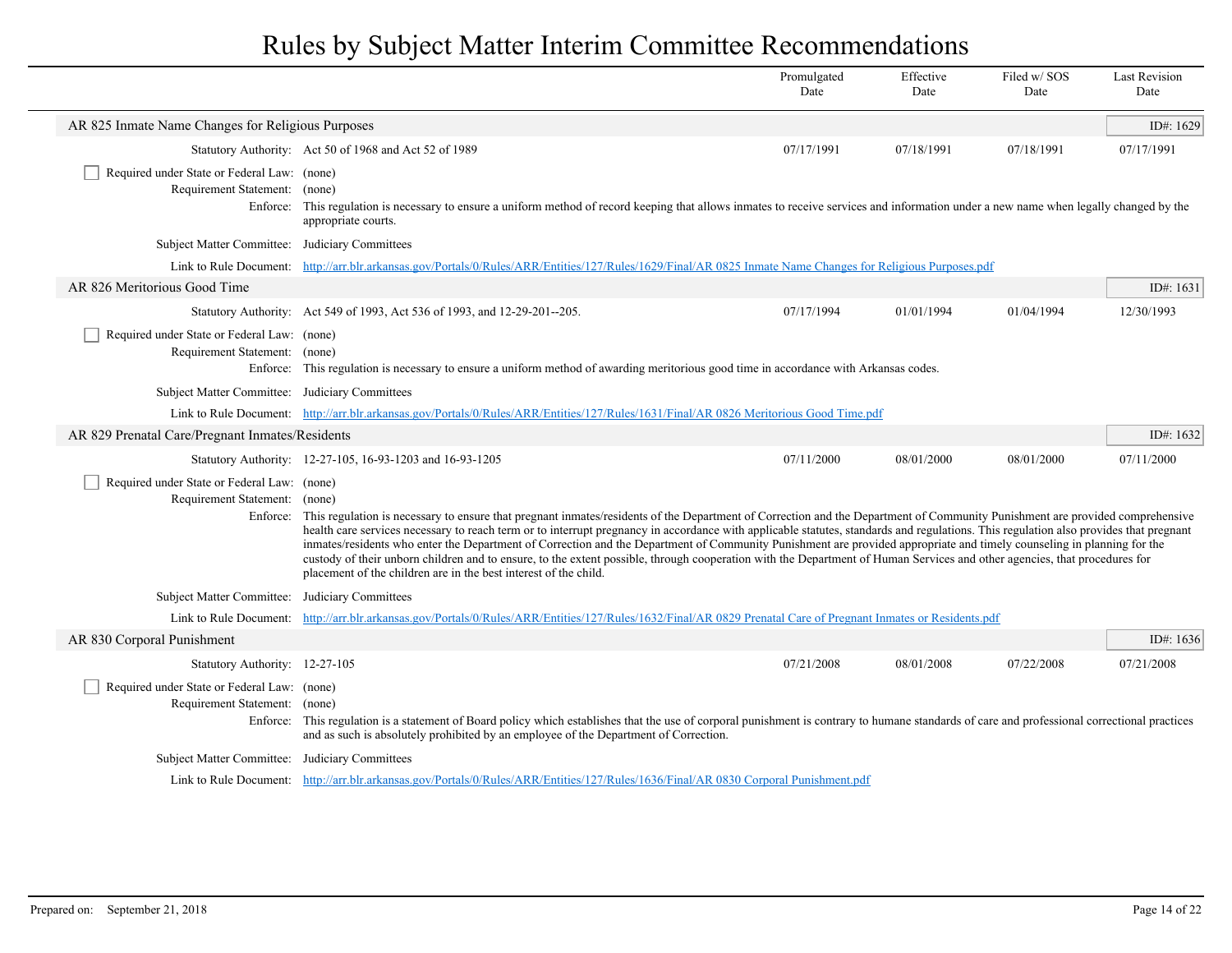# Rules by Subject Matter Interim Committee Recommendations

| | Promulgated Date | Effective Date | Filed w/ SOS Date | Last Revision Date |
|---|---|---|---|---|

## AR 825 Inmate Name Changes for Religious Purposes

ID#: 1629

| | Promulgated Date | Effective Date | Filed w/ SOS Date | Last Revision Date |
|---|---|---|---|---|
| Statutory Authority: Act 50 of 1968 and Act 52 of 1989 | 07/17/1991 | 07/18/1991 | 07/18/1991 | 07/17/1991 |

- [ ] Required under State or Federal Law: (none)

Requirement Statement: (none)

Enforce: This regulation is necessary to ensure a uniform method of record keeping that allows inmates to receive services and information under a new name when legally changed by the appropriate courts.

Subject Matter Committee: Judiciary Committees

Link to Rule Document: http://arr.blr.arkansas.gov/Portals/0/Rules/ARR/Entities/127/Rules/1629/Final/AR 0825 Inmate Name Changes for Religious Purposes.pdf

## AR 826 Meritorious Good Time

ID#: 1631

| | Promulgated Date | Effective Date | Filed w/ SOS Date | Last Revision Date |
|---|---|---|---|---|
| Statutory Authority: Act 549 of 1993, Act 536 of 1993, and 12-29-201--205. | 07/17/1994 | 01/01/1994 | 01/04/1994 | 12/30/1993 |

- [ ] Required under State or Federal Law: (none)

Requirement Statement: (none)

Enforce: This regulation is necessary to ensure a uniform method of awarding meritorious good time in accordance with Arkansas codes.

Subject Matter Committee: Judiciary Committees

Link to Rule Document: http://arr.blr.arkansas.gov/Portals/0/Rules/ARR/Entities/127/Rules/1631/Final/AR 0826 Meritorious Good Time.pdf

## AR 829 Prenatal Care/Pregnant Inmates/Residents

ID#: 1632

| | Promulgated Date | Effective Date | Filed w/ SOS Date | Last Revision Date |
|---|---|---|---|---|
| Statutory Authority: 12-27-105, 16-93-1203 and 16-93-1205 | 07/11/2000 | 08/01/2000 | 08/01/2000 | 07/11/2000 |

- [ ] Required under State or Federal Law: (none)

Requirement Statement: (none)

Enforce: This regulation is necessary to ensure that pregnant inmates/residents of the Department of Correction and the Department of Community Punishment are provided comprehensive health care services necessary to reach term or to interrupt pregnancy in accordance with applicable statutes, standards and regulations. This regulation also provides that pregnant inmates/residents who enter the Department of Correction and the Department of Community Punishment are provided appropriate and timely counseling in planning for the custody of their unborn children and to ensure, to the extent possible, through cooperation with the Department of Human Services and other agencies, that procedures for placement of the children are in the best interest of the child.

Subject Matter Committee: Judiciary Committees

Link to Rule Document: http://arr.blr.arkansas.gov/Portals/0/Rules/ARR/Entities/127/Rules/1632/Final/AR 0829 Prenatal Care of Pregnant Inmates or Residents.pdf

## AR 830 Corporal Punishment

ID#: 1636

| | Promulgated Date | Effective Date | Filed w/ SOS Date | Last Revision Date |
|---|---|---|---|---|
| Statutory Authority: 12-27-105 | 07/21/2008 | 08/01/2008 | 07/22/2008 | 07/21/2008 |

- [ ] Required under State or Federal Law: (none)

Requirement Statement: (none)

Enforce: This regulation is a statement of Board policy which establishes that the use of corporal punishment is contrary to humane standards of care and professional correctional practices and as such is absolutely prohibited by an employee of the Department of Correction.

Subject Matter Committee: Judiciary Committees

Link to Rule Document: http://arr.blr.arkansas.gov/Portals/0/Rules/ARR/Entities/127/Rules/1636/Final/AR 0830 Corporal Punishment.pdf

Prepared on: September 21, 2018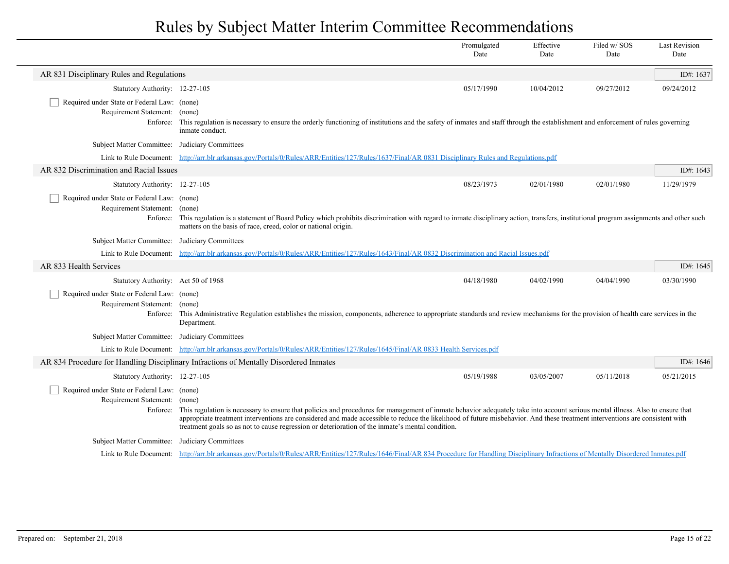# Rules by Subject Matter Interim Committee Recommendations

| | Promulgated Date | Effective Date | Filed w/ SOS Date | Last Revision Date |
|---|---|---|---|---|

## AR 831 Disciplinary Rules and Regulations

ID#: 1637

| | Promulgated Date | Effective Date | Filed w/ SOS Date | Last Revision Date |
|---|---|---|---|---|
| Statutory Authority: 12-27-105 | 05/17/1990 | 10/04/2012 | 09/27/2012 | 09/24/2012 |

- [ ] Required under State or Federal Law: (none)

Requirement Statement: (none)

Enforce: This regulation is necessary to ensure the orderly functioning of institutions and the safety of inmates and staff through the establishment and enforcement of rules governing inmate conduct.

Subject Matter Committee: Judiciary Committees

Link to Rule Document: http://arr.blr.arkansas.gov/Portals/0/Rules/ARR/Entities/127/Rules/1637/Final/AR 0831 Disciplinary Rules and Regulations.pdf

## AR 832 Discrimination and Racial Issues

ID#: 1643

| | Promulgated Date | Effective Date | Filed w/ SOS Date | Last Revision Date |
|---|---|---|---|---|
| Statutory Authority: 12-27-105 | 08/23/1973 | 02/01/1980 | 02/01/1980 | 11/29/1979 |

- [ ] Required under State or Federal Law: (none)

Requirement Statement: (none)

Enforce: This regulation is a statement of Board Policy which prohibits discrimination with regard to inmate disciplinary action, transfers, institutional program assignments and other such matters on the basis of race, creed, color or national origin.

Subject Matter Committee: Judiciary Committees

Link to Rule Document: http://arr.blr.arkansas.gov/Portals/0/Rules/ARR/Entities/127/Rules/1643/Final/AR 0832 Discrimination and Racial Issues.pdf

## AR 833 Health Services

ID#: 1645

| | Promulgated Date | Effective Date | Filed w/ SOS Date | Last Revision Date |
|---|---|---|---|---|
| Statutory Authority: Act 50 of 1968 | 04/18/1980 | 04/02/1990 | 04/04/1990 | 03/30/1990 |

- [ ] Required under State or Federal Law: (none)

Requirement Statement: (none)

Enforce: This Administrative Regulation establishes the mission, components, adherence to appropriate standards and review mechanisms for the provision of health care services in the Department.

Subject Matter Committee: Judiciary Committees

Link to Rule Document: http://arr.blr.arkansas.gov/Portals/0/Rules/ARR/Entities/127/Rules/1645/Final/AR 0833 Health Services.pdf

## AR 834 Procedure for Handling Disciplinary Infractions of Mentally Disordered Inmates

ID#: 1646

| | Promulgated Date | Effective Date | Filed w/ SOS Date | Last Revision Date |
|---|---|---|---|---|
| Statutory Authority: 12-27-105 | 05/19/1988 | 03/05/2007 | 05/11/2018 | 05/21/2015 |

- [ ] Required under State or Federal Law: (none)

Requirement Statement: (none)

Enforce: This regulation is necessary to ensure that policies and procedures for management of inmate behavior adequately take into account serious mental illness. Also to ensure that appropriate treatment interventions are considered and made accessible to reduce the likelihood of future misbehavior. And these treatment interventions are consistent with treatment goals so as not to cause regression or deterioration of the inmate's mental condition.

Subject Matter Committee: Judiciary Committees

Link to Rule Document: http://arr.blr.arkansas.gov/Portals/0/Rules/ARR/Entities/127/Rules/1646/Final/AR 834 Procedure for Handling Disciplinary Infractions of Mentally Disordered Inmates.pdf

Prepared on: September 21, 2018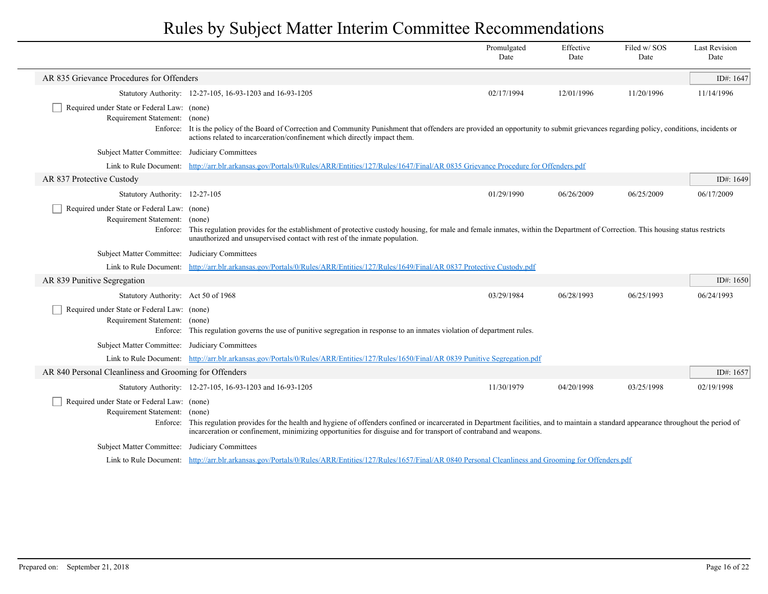# Rules by Subject Matter Interim Committee Recommendations

| | Promulgated Date | Effective Date | Filed w/ SOS Date | Last Revision Date |
|---|---|---|---|---|

## AR 835 Grievance Procedures for Offenders

ID#: 1647

| | Promulgated Date | Effective Date | Filed w/ SOS Date | Last Revision Date |
|---|---|---|---|---|
| Statutory Authority: 12-27-105, 16-93-1203 and 16-93-1205 | 02/17/1994 | 12/01/1996 | 11/20/1996 | 11/14/1996 |

- [ ] Required under State or Federal Law: (none)

Requirement Statement: (none)

Enforce: It is the policy of the Board of Correction and Community Punishment that offenders are provided an opportunity to submit grievances regarding policy, conditions, incidents or actions related to incarceration/confinement which directly impact them.

Subject Matter Committee: Judiciary Committees

Link to Rule Document: [http://arr.blr.arkansas.gov/Portals/0/Rules/ARR/Entities/127/Rules/1647/Final/AR 0835 Grievance Procedure for Offenders.pdf](http://arr.blr.arkansas.gov/Portals/0/Rules/ARR/Entities/127/Rules/1647/Final/AR 0835 Grievance Procedure for Offenders.pdf)

## AR 837 Protective Custody

ID#: 1649

| | Promulgated Date | Effective Date | Filed w/ SOS Date | Last Revision Date |
|---|---|---|---|---|
| Statutory Authority: 12-27-105 | 01/29/1990 | 06/26/2009 | 06/25/2009 | 06/17/2009 |

- [ ] Required under State or Federal Law: (none)

Requirement Statement: (none)

Enforce: This regulation provides for the establishment of protective custody housing, for male and female inmates, within the Department of Correction. This housing status restricts unauthorized and unsupervised contact with rest of the inmate population.

Subject Matter Committee: Judiciary Committees

Link to Rule Document: [http://arr.blr.arkansas.gov/Portals/0/Rules/ARR/Entities/127/Rules/1649/Final/AR 0837 Protective Custody.pdf](http://arr.blr.arkansas.gov/Portals/0/Rules/ARR/Entities/127/Rules/1649/Final/AR 0837 Protective Custody.pdf)

## AR 839 Punitive Segregation

ID#: 1650

| | Promulgated Date | Effective Date | Filed w/ SOS Date | Last Revision Date |
|---|---|---|---|---|
| Statutory Authority: Act 50 of 1968 | 03/29/1984 | 06/28/1993 | 06/25/1993 | 06/24/1993 |

- [ ] Required under State or Federal Law: (none)

Requirement Statement: (none)

Enforce: This regulation governs the use of punitive segregation in response to an inmates violation of department rules.

Subject Matter Committee: Judiciary Committees

Link to Rule Document: [http://arr.blr.arkansas.gov/Portals/0/Rules/ARR/Entities/127/Rules/1650/Final/AR 0839 Punitive Segregation.pdf](http://arr.blr.arkansas.gov/Portals/0/Rules/ARR/Entities/127/Rules/1650/Final/AR 0839 Punitive Segregation.pdf)

## AR 840 Personal Cleanliness and Grooming for Offenders

ID#: 1657

| | Promulgated Date | Effective Date | Filed w/ SOS Date | Last Revision Date |
|---|---|---|---|---|
| Statutory Authority: 12-27-105, 16-93-1203 and 16-93-1205 | 11/30/1979 | 04/20/1998 | 03/25/1998 | 02/19/1998 |

- [ ] Required under State or Federal Law: (none)

Requirement Statement: (none)

Enforce: This regulation provides for the health and hygiene of offenders confined or incarcerated in Department facilities, and to maintain a standard appearance throughout the period of incarceration or confinement, minimizing opportunities for disguise and for transport of contraband and weapons.

Subject Matter Committee: Judiciary Committees

Link to Rule Document: [http://arr.blr.arkansas.gov/Portals/0/Rules/ARR/Entities/127/Rules/1657/Final/AR 0840 Personal Cleanliness and Grooming for Offenders.pdf](http://arr.blr.arkansas.gov/Portals/0/Rules/ARR/Entities/127/Rules/1657/Final/AR 0840 Personal Cleanliness and Grooming for Offenders.pdf)

Prepared on: September 21, 2018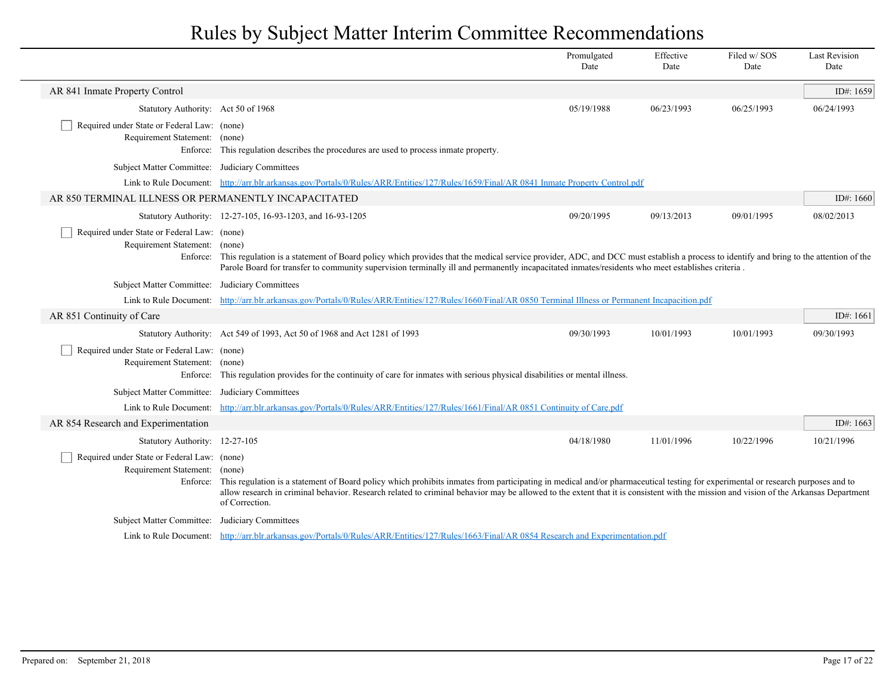# Rules by Subject Matter Interim Committee Recommendations

| | Promulgated Date | Effective Date | Filed w/ SOS Date | Last Revision Date |
|---|---|---|---|---|

## AR 841 Inmate Property Control

ID#: 1659

| | Promulgated Date | Effective Date | Filed w/ SOS Date | Last Revision Date |
|---|---|---|---|---|
| Statutory Authority: Act 50 of 1968 | 05/19/1988 | 06/23/1993 | 06/25/1993 | 06/24/1993 |

☐ Required under State or Federal Law: (none)

Requirement Statement: (none)

Enforce: This regulation describes the procedures are used to process inmate property.

Subject Matter Committee: Judiciary Committees

Link to Rule Document: http://arr.blr.arkansas.gov/Portals/0/Rules/ARR/Entities/127/Rules/1659/Final/AR 0841 Inmate Property Control.pdf

## AR 850 TERMINAL ILLNESS OR PERMANENTLY INCAPACITATED

ID#: 1660

| | Promulgated Date | Effective Date | Filed w/ SOS Date | Last Revision Date |
|---|---|---|---|---|
| Statutory Authority: 12-27-105, 16-93-1203, and 16-93-1205 | 09/20/1995 | 09/13/2013 | 09/01/1995 | 08/02/2013 |

☐ Required under State or Federal Law: (none)

Requirement Statement: (none)

Enforce: This regulation is a statement of Board policy which provides that the medical service provider, ADC, and DCC must establish a process to identify and bring to the attention of the Parole Board for transfer to community supervision terminally ill and permanently incapacitated inmates/residents who meet establishes criteria .

Subject Matter Committee: Judiciary Committees

Link to Rule Document: http://arr.blr.arkansas.gov/Portals/0/Rules/ARR/Entities/127/Rules/1660/Final/AR 0850 Terminal Illness or Permanent Incapacition.pdf

## AR 851 Continuity of Care

ID#: 1661

| | Promulgated Date | Effective Date | Filed w/ SOS Date | Last Revision Date |
|---|---|---|---|---|
| Statutory Authority: Act 549 of 1993, Act 50 of 1968 and Act 1281 of 1993 | 09/30/1993 | 10/01/1993 | 10/01/1993 | 09/30/1993 |

☐ Required under State or Federal Law: (none)

Requirement Statement: (none)

Enforce: This regulation provides for the continuity of care for inmates with serious physical disabilities or mental illness.

Subject Matter Committee: Judiciary Committees

Link to Rule Document: http://arr.blr.arkansas.gov/Portals/0/Rules/ARR/Entities/127/Rules/1661/Final/AR 0851 Continuity of Care.pdf

## AR 854 Research and Experimentation

ID#: 1663

| | Promulgated Date | Effective Date | Filed w/ SOS Date | Last Revision Date |
|---|---|---|---|---|
| Statutory Authority: 12-27-105 | 04/18/1980 | 11/01/1996 | 10/22/1996 | 10/21/1996 |

☐ Required under State or Federal Law: (none)

Requirement Statement: (none)

Enforce: This regulation is a statement of Board policy which prohibits inmates from participating in medical and/or pharmaceutical testing for experimental or research purposes and to allow research in criminal behavior. Research related to criminal behavior may be allowed to the extent that it is consistent with the mission and vision of the Arkansas Department of Correction.

Subject Matter Committee: Judiciary Committees

Link to Rule Document: http://arr.blr.arkansas.gov/Portals/0/Rules/ARR/Entities/127/Rules/1663/Final/AR 0854 Research and Experimentation.pdf

Prepared on: September 21, 2018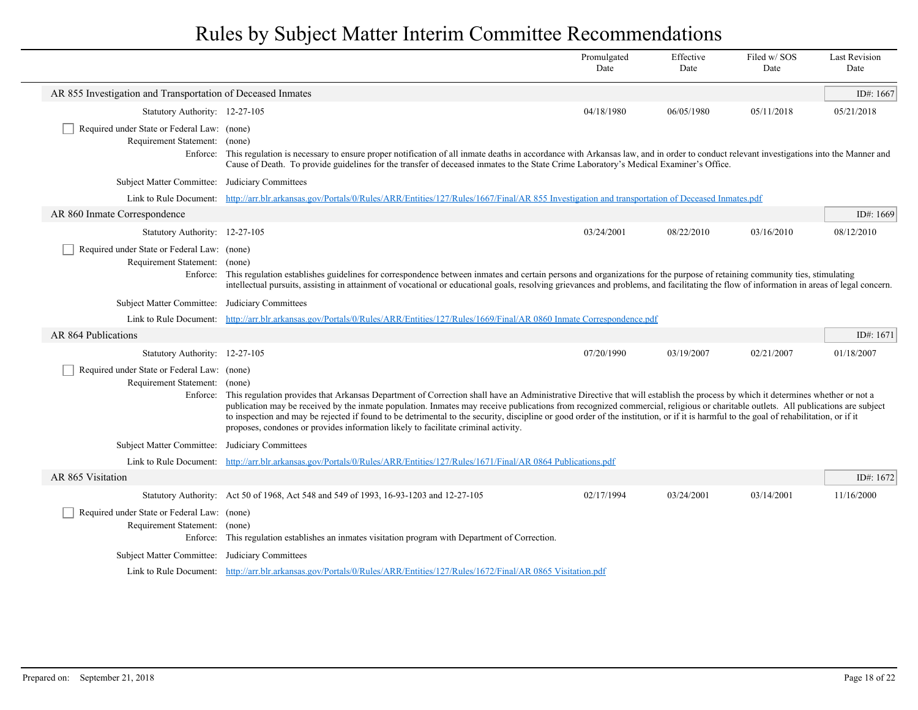# Rules by Subject Matter Interim Committee Recommendations

| | | Promulgated Date | Effective Date | Filed w/ SOS Date | Last Revision Date |
|---|---|---|---|---|---|

## AR 855 Investigation and Transportation of Deceased Inmates

ID#: 1667

| | | Promulgated Date | Effective Date | Filed w/ SOS Date | Last Revision Date |
|---|---|---|---|---|---|
| Statutory Authority: | 12-27-105 | 04/18/1980 | 06/05/1980 | 05/11/2018 | 05/21/2018 |

- [ ] Required under State or Federal Law: (none)

Requirement Statement: (none)

Enforce: This regulation is necessary to ensure proper notification of all inmate deaths in accordance with Arkansas law, and in order to conduct relevant investigations into the Manner and Cause of Death. To provide guidelines for the transfer of deceased inmates to the State Crime Laboratory's Medical Examiner's Office.

Subject Matter Committee: Judiciary Committees

Link to Rule Document: [http://arr.blr.arkansas.gov/Portals/0/Rules/ARR/Entities/127/Rules/1667/Final/AR 855 Investigation and transportation of Deceased Inmates.pdf](http://arr.blr.arkansas.gov/Portals/0/Rules/ARR/Entities/127/Rules/1667/Final/AR 855 Investigation and transportation of Deceased Inmates.pdf)

## AR 860 Inmate Correspondence

ID#: 1669

| | | Promulgated Date | Effective Date | Filed w/ SOS Date | Last Revision Date |
|---|---|---|---|---|---|
| Statutory Authority: | 12-27-105 | 03/24/2001 | 08/22/2010 | 03/16/2010 | 08/12/2010 |

- [ ] Required under State or Federal Law: (none)

Requirement Statement: (none)

Enforce: This regulation establishes guidelines for correspondence between inmates and certain persons and organizations for the purpose of retaining community ties, stimulating intellectual pursuits, assisting in attainment of vocational or educational goals, resolving grievances and problems, and facilitating the flow of information in areas of legal concern.

Subject Matter Committee: Judiciary Committees

Link to Rule Document: [http://arr.blr.arkansas.gov/Portals/0/Rules/ARR/Entities/127/Rules/1669/Final/AR 0860 Inmate Correspondence.pdf](http://arr.blr.arkansas.gov/Portals/0/Rules/ARR/Entities/127/Rules/1669/Final/AR 0860 Inmate Correspondence.pdf)

## AR 864 Publications

ID#: 1671

| | | Promulgated Date | Effective Date | Filed w/ SOS Date | Last Revision Date |
|---|---|---|---|---|---|
| Statutory Authority: | 12-27-105 | 07/20/1990 | 03/19/2007 | 02/21/2007 | 01/18/2007 |

- [ ] Required under State or Federal Law: (none)

Requirement Statement: (none)

Enforce: This regulation provides that Arkansas Department of Correction shall have an Administrative Directive that will establish the process by which it determines whether or not a publication may be received by the inmate population. Inmates may receive publications from recognized commercial, religious or charitable outlets. All publications are subject to inspection and may be rejected if found to be detrimental to the security, discipline or good order of the institution, or if it is harmful to the goal of rehabilitation, or if it proposes, condones or provides information likely to facilitate criminal activity.

Subject Matter Committee: Judiciary Committees

Link to Rule Document: [http://arr.blr.arkansas.gov/Portals/0/Rules/ARR/Entities/127/Rules/1671/Final/AR 0864 Publications.pdf](http://arr.blr.arkansas.gov/Portals/0/Rules/ARR/Entities/127/Rules/1671/Final/AR 0864 Publications.pdf)

## AR 865 Visitation

ID#: 1672

| | | Promulgated Date | Effective Date | Filed w/ SOS Date | Last Revision Date |
|---|---|---|---|---|---|
| Statutory Authority: | Act 50 of 1968, Act 548 and 549 of 1993, 16-93-1203 and 12-27-105 | 02/17/1994 | 03/24/2001 | 03/14/2001 | 11/16/2000 |

- [ ] Required under State or Federal Law: (none)

Requirement Statement: (none)

Enforce: This regulation establishes an inmates visitation program with Department of Correction.

Subject Matter Committee: Judiciary Committees

Link to Rule Document: [http://arr.blr.arkansas.gov/Portals/0/Rules/ARR/Entities/127/Rules/1672/Final/AR 0865 Visitation.pdf](http://arr.blr.arkansas.gov/Portals/0/Rules/ARR/Entities/127/Rules/1672/Final/AR 0865 Visitation.pdf)

Prepared on: September 21, 2018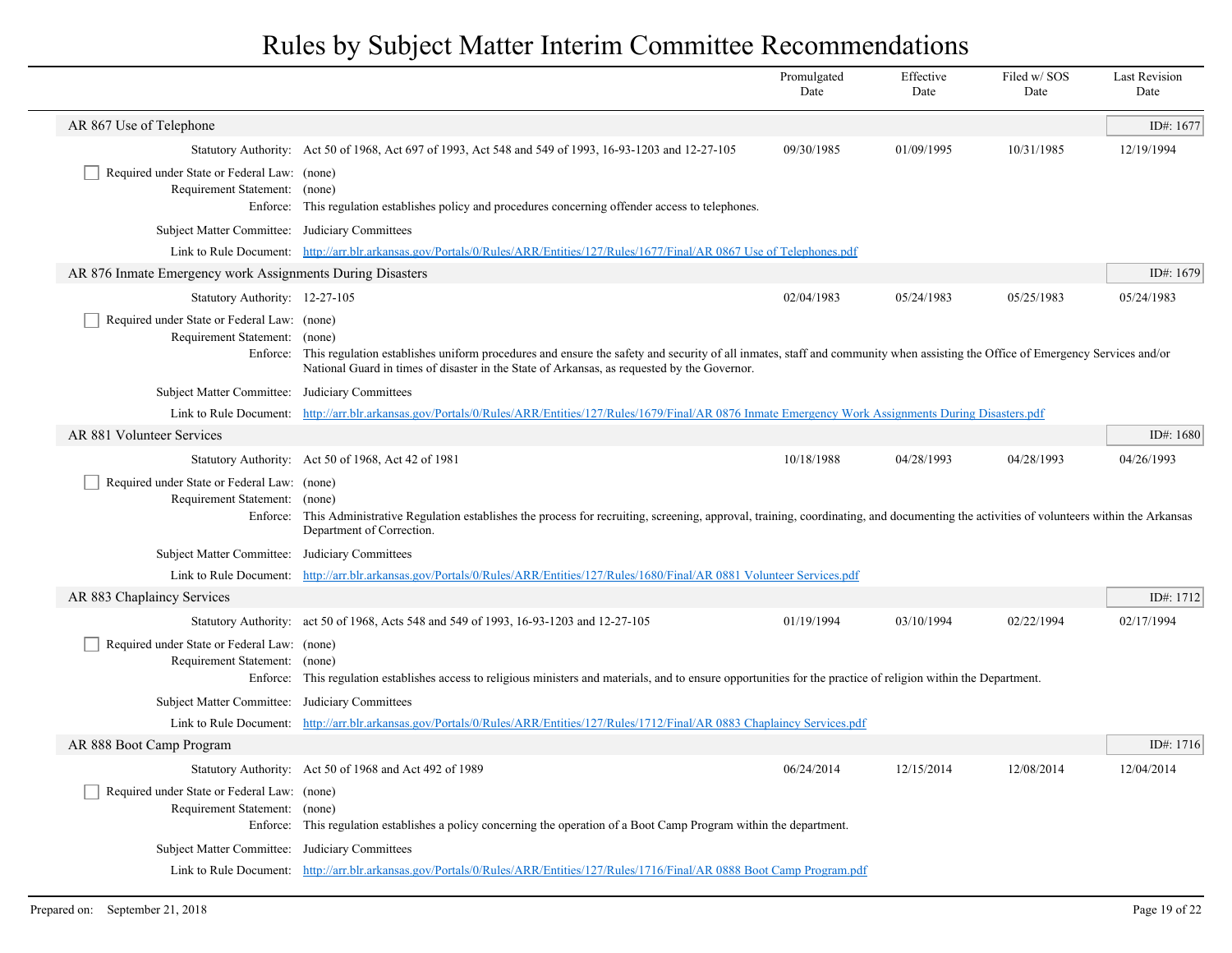# Rules by Subject Matter Interim Committee Recommendations

| | Promulgated Date | Effective Date | Filed w/ SOS Date | Last Revision Date |
|---|---|---|---|---|

## AR 867 Use of Telephone

ID#: 1677

| | | Promulgated Date | Effective Date | Filed w/ SOS Date | Last Revision Date |
|---|---|---|---|---|---|
| Statutory Authority: | Act 50 of 1968, Act 697 of 1993, Act 548 and 549 of 1993, 16-93-1203 and 12-27-105 | 09/30/1985 | 01/09/1995 | 10/31/1985 | 12/19/1994 |

- [ ] Required under State or Federal Law: (none)

Requirement Statement: (none)

Enforce: This regulation establishes policy and procedures concerning offender access to telephones.

Subject Matter Committee: Judiciary Committees

Link to Rule Document: [http://arr.blr.arkansas.gov/Portals/0/Rules/ARR/Entities/127/Rules/1677/Final/AR 0867 Use of Telephones.pdf](http://arr.blr.arkansas.gov/Portals/0/Rules/ARR/Entities/127/Rules/1677/Final/AR 0867 Use of Telephones.pdf)

## AR 876 Inmate Emergency work Assignments During Disasters

ID#: 1679

| | | Promulgated Date | Effective Date | Filed w/ SOS Date | Last Revision Date |
|---|---|---|---|---|---|
| Statutory Authority: | 12-27-105 | 02/04/1983 | 05/24/1983 | 05/25/1983 | 05/24/1983 |

- [ ] Required under State or Federal Law: (none)

Requirement Statement: (none)

Enforce: This regulation establishes uniform procedures and ensure the safety and security of all inmates, staff and community when assisting the Office of Emergency Services and/or National Guard in times of disaster in the State of Arkansas, as requested by the Governor.

Subject Matter Committee: Judiciary Committees

Link to Rule Document: [http://arr.blr.arkansas.gov/Portals/0/Rules/ARR/Entities/127/Rules/1679/Final/AR 0876 Inmate Emergency Work Assignments During Disasters.pdf](http://arr.blr.arkansas.gov/Portals/0/Rules/ARR/Entities/127/Rules/1679/Final/AR 0876 Inmate Emergency Work Assignments During Disasters.pdf)

## AR 881 Volunteer Services

ID#: 1680

| | | Promulgated Date | Effective Date | Filed w/ SOS Date | Last Revision Date |
|---|---|---|---|---|---|
| Statutory Authority: | Act 50 of 1968, Act 42 of 1981 | 10/18/1988 | 04/28/1993 | 04/28/1993 | 04/26/1993 |

- [ ] Required under State or Federal Law: (none)

Requirement Statement: (none)

Enforce: This Administrative Regulation establishes the process for recruiting, screening, approval, training, coordinating, and documenting the activities of volunteers within the Arkansas Department of Correction.

Subject Matter Committee: Judiciary Committees

Link to Rule Document: [http://arr.blr.arkansas.gov/Portals/0/Rules/ARR/Entities/127/Rules/1680/Final/AR 0881 Volunteer Services.pdf](http://arr.blr.arkansas.gov/Portals/0/Rules/ARR/Entities/127/Rules/1680/Final/AR 0881 Volunteer Services.pdf)

## AR 883 Chaplaincy Services

ID#: 1712

| | | Promulgated Date | Effective Date | Filed w/ SOS Date | Last Revision Date |
|---|---|---|---|---|---|
| Statutory Authority: | act 50 of 1968, Acts 548 and 549 of 1993, 16-93-1203 and 12-27-105 | 01/19/1994 | 03/10/1994 | 02/22/1994 | 02/17/1994 |

- [ ] Required under State or Federal Law: (none)

Requirement Statement: (none)

Enforce: This regulation establishes access to religious ministers and materials, and to ensure opportunities for the practice of religion within the Department.

Subject Matter Committee: Judiciary Committees

Link to Rule Document: [http://arr.blr.arkansas.gov/Portals/0/Rules/ARR/Entities/127/Rules/1712/Final/AR 0883 Chaplaincy Services.pdf](http://arr.blr.arkansas.gov/Portals/0/Rules/ARR/Entities/127/Rules/1712/Final/AR 0883 Chaplaincy Services.pdf)

## AR 888 Boot Camp Program

ID#: 1716

| | | Promulgated Date | Effective Date | Filed w/ SOS Date | Last Revision Date |
|---|---|---|---|---|---|
| Statutory Authority: | Act 50 of 1968 and Act 492 of 1989 | 06/24/2014 | 12/15/2014 | 12/08/2014 | 12/04/2014 |

- [ ] Required under State or Federal Law: (none)

Requirement Statement: (none)

Enforce: This regulation establishes a policy concerning the operation of a Boot Camp Program within the department.

Subject Matter Committee: Judiciary Committees

Link to Rule Document: [http://arr.blr.arkansas.gov/Portals/0/Rules/ARR/Entities/127/Rules/1716/Final/AR 0888 Boot Camp Program.pdf](http://arr.blr.arkansas.gov/Portals/0/Rules/ARR/Entities/127/Rules/1716/Final/AR 0888 Boot Camp Program.pdf)

Prepared on: September 21, 2018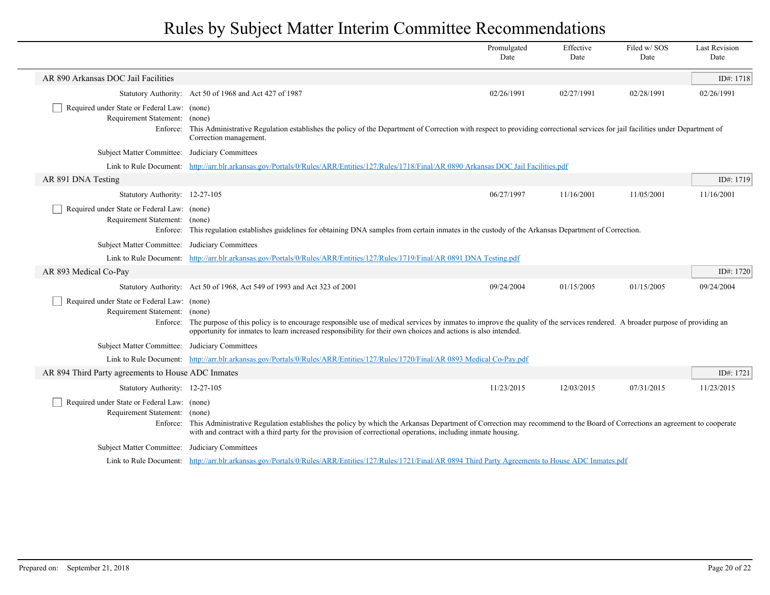# Rules by Subject Matter Interim Committee Recommendations

| | Promulgated Date | Effective Date | Filed w/ SOS Date | Last Revision Date |
|---|---|---|---|---|

## AR 890 Arkansas DOC Jail Facilities

ID#: 1718

| | | Promulgated Date | Effective Date | Filed w/ SOS Date | Last Revision Date |
|---|---|---|---|---|---|
| Statutory Authority: | Act 50 of 1968 and Act 427 of 1987 | 02/26/1991 | 02/27/1991 | 02/28/1991 | 02/26/1991 |

- [ ] Required under State or Federal Law: (none)

Requirement Statement: (none)

Enforce: This Administrative Regulation establishes the policy of the Department of Correction with respect to providing correctional services for jail facilities under Department of Correction management.

Subject Matter Committee: Judiciary Committees

Link to Rule Document: http://arr.blr.arkansas.gov/Portals/0/Rules/ARR/Entities/127/Rules/1718/Final/AR 0890 Arkansas DOC Jail Facilities.pdf

## AR 891 DNA Testing

ID#: 1719

| | | Promulgated Date | Effective Date | Filed w/ SOS Date | Last Revision Date |
|---|---|---|---|---|---|
| Statutory Authority: | 12-27-105 | 06/27/1997 | 11/16/2001 | 11/05/2001 | 11/16/2001 |

- [ ] Required under State or Federal Law: (none)

Requirement Statement: (none)

Enforce: This regulation establishes guidelines for obtaining DNA samples from certain inmates in the custody of the Arkansas Department of Correction.

Subject Matter Committee: Judiciary Committees

Link to Rule Document: http://arr.blr.arkansas.gov/Portals/0/Rules/ARR/Entities/127/Rules/1719/Final/AR 0891 DNA Testing.pdf

## AR 893 Medical Co-Pay

ID#: 1720

| | | Promulgated Date | Effective Date | Filed w/ SOS Date | Last Revision Date |
|---|---|---|---|---|---|
| Statutory Authority: | Act 50 of 1968, Act 549 of 1993 and Act 323 of 2001 | 09/24/2004 | 01/15/2005 | 01/15/2005 | 09/24/2004 |

- [ ] Required under State or Federal Law: (none)

Requirement Statement: (none)

Enforce: The purpose of this policy is to encourage responsible use of medical services by inmates to improve the quality of the services rendered. A broader purpose of providing an opportunity for inmates to learn increased responsibility for their own choices and actions is also intended.

Subject Matter Committee: Judiciary Committees

Link to Rule Document: http://arr.blr.arkansas.gov/Portals/0/Rules/ARR/Entities/127/Rules/1720/Final/AR 0893 Medical Co-Pay.pdf

## AR 894 Third Party agreements to House ADC Inmates

ID#: 1721

| | | Promulgated Date | Effective Date | Filed w/ SOS Date | Last Revision Date |
|---|---|---|---|---|---|
| Statutory Authority: | 12-27-105 | 11/23/2015 | 12/03/2015 | 07/31/2015 | 11/23/2015 |

- [ ] Required under State or Federal Law: (none)

Requirement Statement: (none)

Enforce: This Administrative Regulation establishes the policy by which the Arkansas Department of Correction may recommend to the Board of Corrections an agreement to cooperate with and contract with a third party for the provision of correctional operations, including inmate housing.

Subject Matter Committee: Judiciary Committees

Link to Rule Document: http://arr.blr.arkansas.gov/Portals/0/Rules/ARR/Entities/127/Rules/1721/Final/AR 0894 Third Party Agreements to House ADC Inmates.pdf

Prepared on: September 21, 2018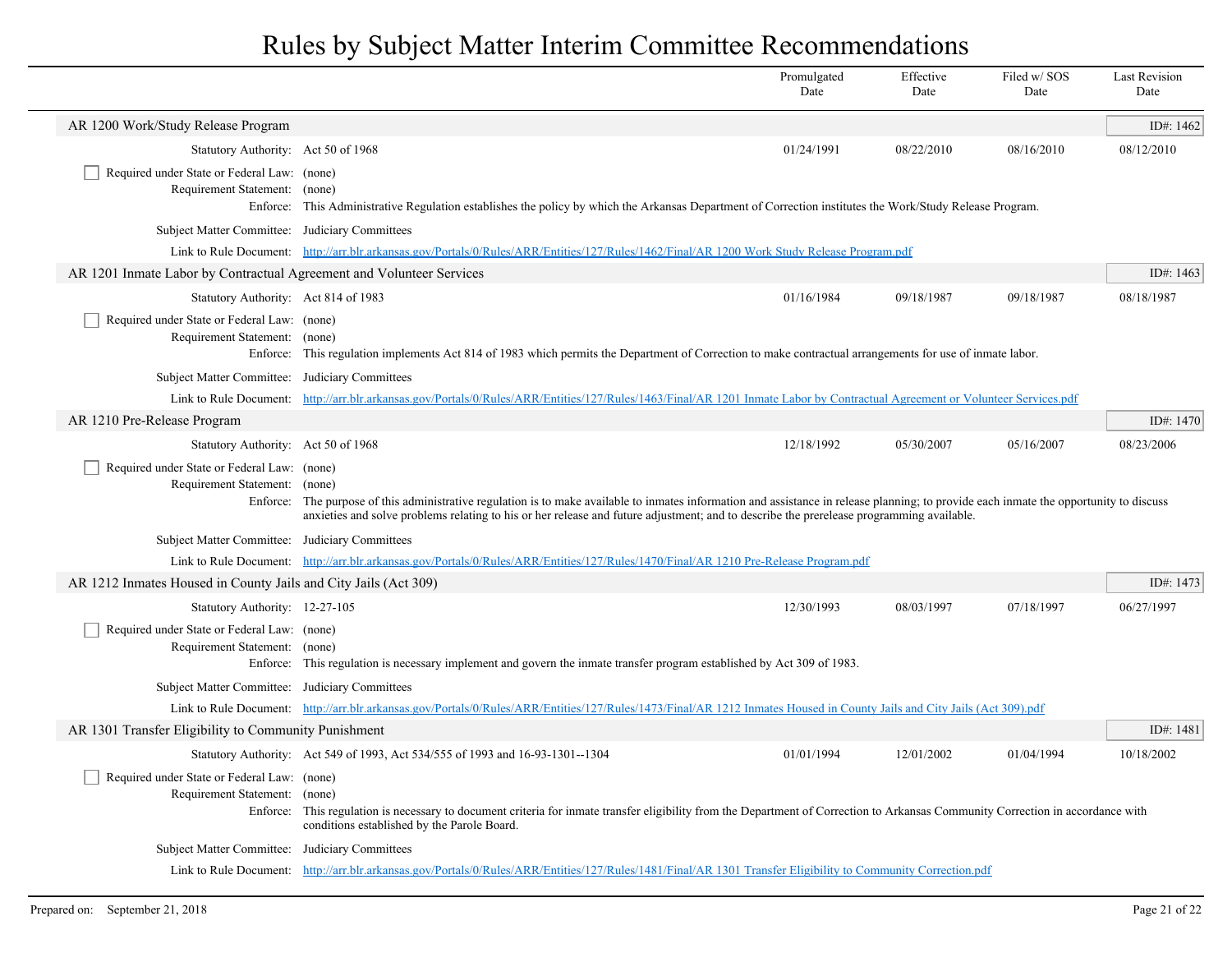# Rules by Subject Matter Interim Committee Recommendations

| | Promulgated Date | Effective Date | Filed w/ SOS Date | Last Revision Date |
|---|---|---|---|---|

## AR 1200 Work/Study Release Program

ID#: 1462

| | | Promulgated Date | Effective Date | Filed w/ SOS Date | Last Revision Date |
|---|---|---|---|---|---|
| Statutory Authority: | Act 50 of 1968 | 01/24/1991 | 08/22/2010 | 08/16/2010 | 08/12/2010 |

- [ ] Required under State or Federal Law: (none)

Requirement Statement: (none)

Enforce: This Administrative Regulation establishes the policy by which the Arkansas Department of Correction institutes the Work/Study Release Program.

Subject Matter Committee: Judiciary Committees

Link to Rule Document: http://arr.blr.arkansas.gov/Portals/0/Rules/ARR/Entities/127/Rules/1462/Final/AR 1200 Work Study Release Program.pdf

## AR 1201 Inmate Labor by Contractual Agreement and Volunteer Services

ID#: 1463

| | | Promulgated Date | Effective Date | Filed w/ SOS Date | Last Revision Date |
|---|---|---|---|---|---|
| Statutory Authority: | Act 814 of 1983 | 01/16/1984 | 09/18/1987 | 09/18/1987 | 08/18/1987 |

- [ ] Required under State or Federal Law: (none)

Requirement Statement: (none)

Enforce: This regulation implements Act 814 of 1983 which permits the Department of Correction to make contractual arrangements for use of inmate labor.

Subject Matter Committee: Judiciary Committees

Link to Rule Document: http://arr.blr.arkansas.gov/Portals/0/Rules/ARR/Entities/127/Rules/1463/Final/AR 1201 Inmate Labor by Contractual Agreement or Volunteer Services.pdf

## AR 1210 Pre-Release Program

ID#: 1470

| | | Promulgated Date | Effective Date | Filed w/ SOS Date | Last Revision Date |
|---|---|---|---|---|---|
| Statutory Authority: | Act 50 of 1968 | 12/18/1992 | 05/30/2007 | 05/16/2007 | 08/23/2006 |

- [ ] Required under State or Federal Law: (none)

Requirement Statement: (none)

Enforce: The purpose of this administrative regulation is to make available to inmates information and assistance in release planning; to provide each inmate the opportunity to discuss anxieties and solve problems relating to his or her release and future adjustment; and to describe the prerelease programming available.

Subject Matter Committee: Judiciary Committees

Link to Rule Document: http://arr.blr.arkansas.gov/Portals/0/Rules/ARR/Entities/127/Rules/1470/Final/AR 1210 Pre-Release Program.pdf

## AR 1212 Inmates Housed in County Jails and City Jails (Act 309)

ID#: 1473

| | | Promulgated Date | Effective Date | Filed w/ SOS Date | Last Revision Date |
|---|---|---|---|---|---|
| Statutory Authority: | 12-27-105 | 12/30/1993 | 08/03/1997 | 07/18/1997 | 06/27/1997 |

- [ ] Required under State or Federal Law: (none)

Requirement Statement: (none)

Enforce: This regulation is necessary implement and govern the inmate transfer program established by Act 309 of 1983.

Subject Matter Committee: Judiciary Committees

Link to Rule Document: http://arr.blr.arkansas.gov/Portals/0/Rules/ARR/Entities/127/Rules/1473/Final/AR 1212 Inmates Housed in County Jails and City Jails (Act 309).pdf

## AR 1301 Transfer Eligibility to Community Punishment

ID#: 1481

| | | Promulgated Date | Effective Date | Filed w/ SOS Date | Last Revision Date |
|---|---|---|---|---|---|
| Statutory Authority: | Act 549 of 1993, Act 534/555 of 1993 and 16-93-1301--1304 | 01/01/1994 | 12/01/2002 | 01/04/1994 | 10/18/2002 |

- [ ] Required under State or Federal Law: (none)

Requirement Statement: (none)

Enforce: This regulation is necessary to document criteria for inmate transfer eligibility from the Department of Correction to Arkansas Community Correction in accordance with conditions established by the Parole Board.

Subject Matter Committee: Judiciary Committees

Link to Rule Document: http://arr.blr.arkansas.gov/Portals/0/Rules/ARR/Entities/127/Rules/1481/Final/AR 1301 Transfer Eligibility to Community Correction.pdf

Prepared on: September 21, 2018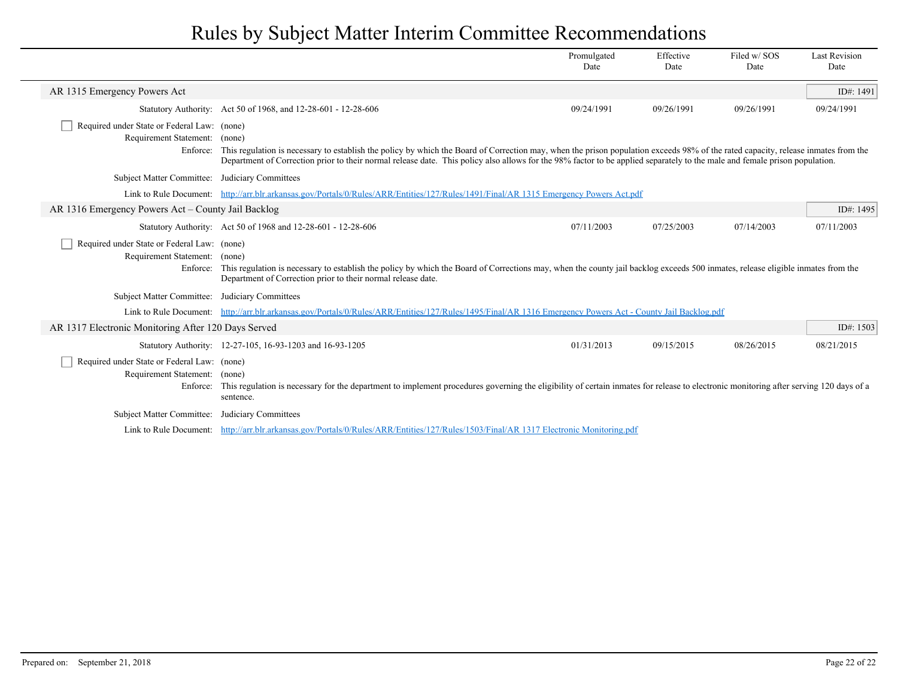# Rules by Subject Matter Interim Committee Recommendations

| | | Promulgated Date | Effective Date | Filed w/ SOS Date | Last Revision Date |
|---|---|---|---|---|---|

## AR 1315 Emergency Powers Act

ID#: 1491

| | | Promulgated Date | Effective Date | Filed w/ SOS Date | Last Revision Date |
|---|---|---|---|---|---|
| Statutory Authority: | Act 50 of 1968, and 12-28-601 - 12-28-606 | 09/24/1991 | 09/26/1991 | 09/26/1991 | 09/24/1991 |

☐ Required under State or Federal Law: (none)

Requirement Statement: (none)

Enforce: This regulation is necessary to establish the policy by which the Board of Correction may, when the prison population exceeds 98% of the rated capacity, release inmates from the Department of Correction prior to their normal release date. This policy also allows for the 98% factor to be applied separately to the male and female prison population.

Subject Matter Committee: Judiciary Committees

Link to Rule Document: [http://arr.blr.arkansas.gov/Portals/0/Rules/ARR/Entities/127/Rules/1491/Final/AR 1315 Emergency Powers Act.pdf](http://arr.blr.arkansas.gov/Portals/0/Rules/ARR/Entities/127/Rules/1491/Final/AR 1315 Emergency Powers Act.pdf)

## AR 1316 Emergency Powers Act – County Jail Backlog

ID#: 1495

| | | Promulgated Date | Effective Date | Filed w/ SOS Date | Last Revision Date |
|---|---|---|---|---|---|
| Statutory Authority: | Act 50 of 1968 and 12-28-601 - 12-28-606 | 07/11/2003 | 07/25/2003 | 07/14/2003 | 07/11/2003 |

☐ Required under State or Federal Law: (none)

Requirement Statement: (none)

Enforce: This regulation is necessary to establish the policy by which the Board of Corrections may, when the county jail backlog exceeds 500 inmates, release eligible inmates from the Department of Correction prior to their normal release date.

Subject Matter Committee: Judiciary Committees

Link to Rule Document: [http://arr.blr.arkansas.gov/Portals/0/Rules/ARR/Entities/127/Rules/1495/Final/AR 1316 Emergency Powers Act - County Jail Backlog.pdf](http://arr.blr.arkansas.gov/Portals/0/Rules/ARR/Entities/127/Rules/1495/Final/AR 1316 Emergency Powers Act - County Jail Backlog.pdf)

## AR 1317 Electronic Monitoring After 120 Days Served

ID#: 1503

| | | Promulgated Date | Effective Date | Filed w/ SOS Date | Last Revision Date |
|---|---|---|---|---|---|
| Statutory Authority: | 12-27-105, 16-93-1203 and 16-93-1205 | 01/31/2013 | 09/15/2015 | 08/26/2015 | 08/21/2015 |

☐ Required under State or Federal Law: (none)

Requirement Statement: (none)

Enforce: This regulation is necessary for the department to implement procedures governing the eligibility of certain inmates for release to electronic monitoring after serving 120 days of a sentence.

Subject Matter Committee: Judiciary Committees

Link to Rule Document: [http://arr.blr.arkansas.gov/Portals/0/Rules/ARR/Entities/127/Rules/1503/Final/AR 1317 Electronic Monitoring.pdf](http://arr.blr.arkansas.gov/Portals/0/Rules/ARR/Entities/127/Rules/1503/Final/AR 1317 Electronic Monitoring.pdf)

Prepared on: September 21, 2018